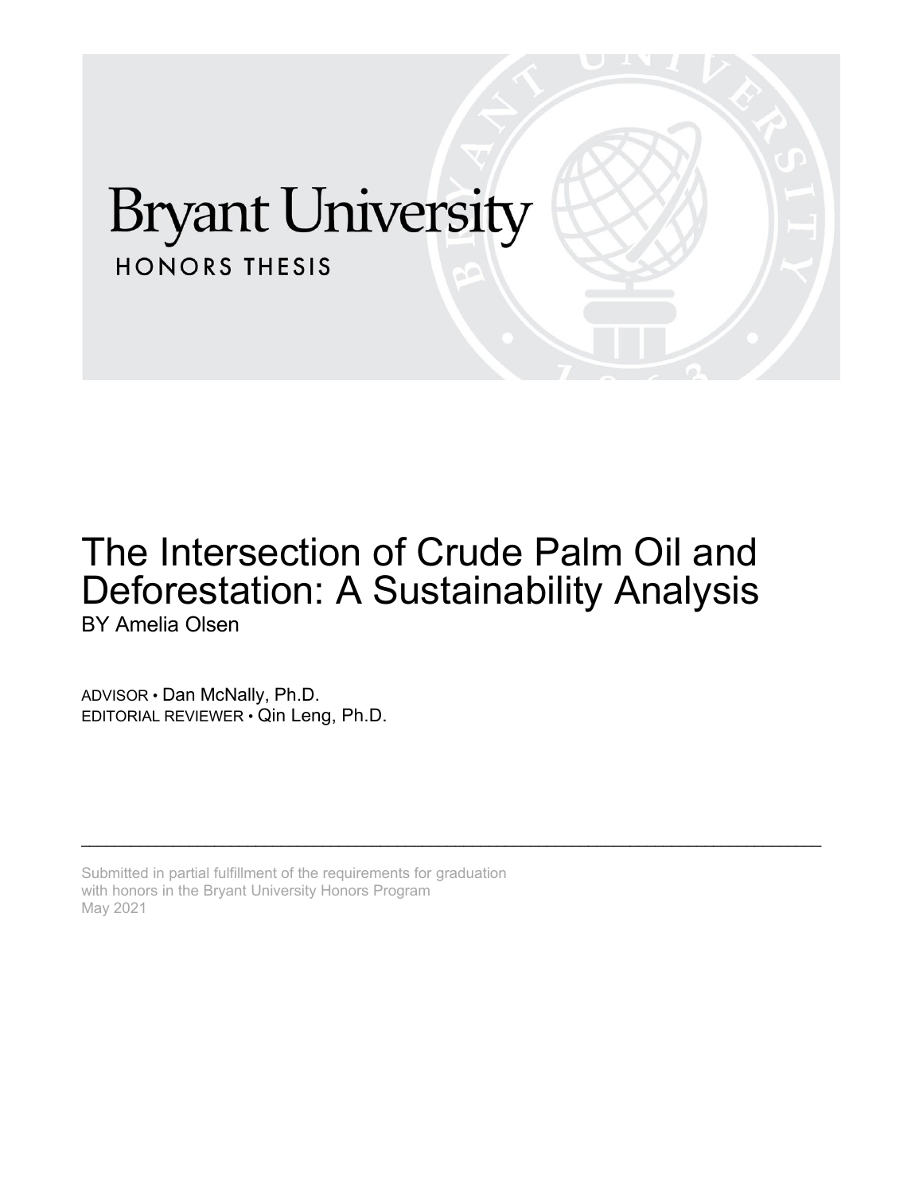Bryant University

HONORS THESIS

# The Intersection of Crude Palm Oil and Deforestation: A Sustainability Analysis

BY Amelia Olsen

ADVISOR • Dan McNally, Ph.D.

EDITORIAL REVIEWER • Qin Leng, Ph.D.

---

Submitted in partial fulfillment of the requirements for graduation with honors in the Bryant University Honors Program

May 2021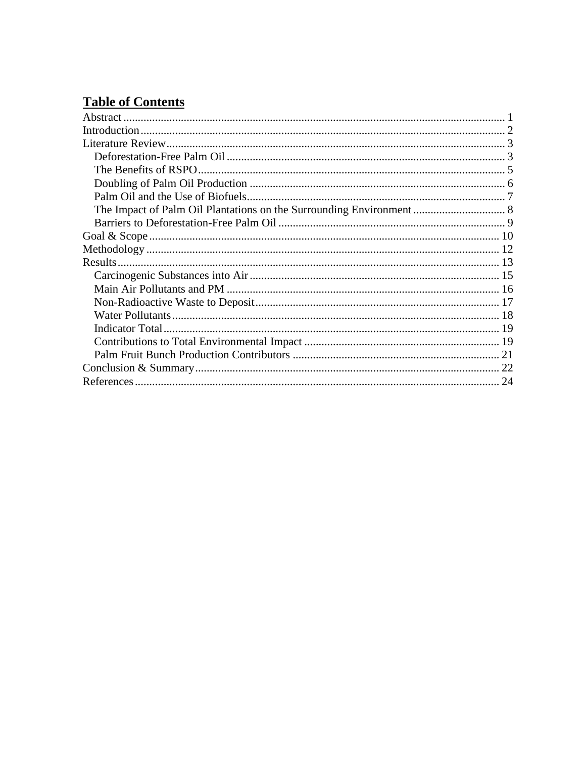# Table of Contents

- Abstract ..... 1
- Introduction ..... 2
- Literature Review ..... 3
  - Deforestation-Free Palm Oil ..... 3
  - The Benefits of RSPO ..... 5
  - Doubling of Palm Oil Production ..... 6
  - Palm Oil and the Use of Biofuels ..... 7
  - The Impact of Palm Oil Plantations on the Surrounding Environment ..... 8
  - Barriers to Deforestation-Free Palm Oil ..... 9
- Goal & Scope ..... 10
- Methodology ..... 12
- Results ..... 13
  - Carcinogenic Substances into Air ..... 15
  - Main Air Pollutants and PM ..... 16
  - Non-Radioactive Waste to Deposit ..... 17
  - Water Pollutants ..... 18
  - Indicator Total ..... 19
  - Contributions to Total Environmental Impact ..... 19
  - Palm Fruit Bunch Production Contributors ..... 21
- Conclusion & Summary ..... 22
- References ..... 24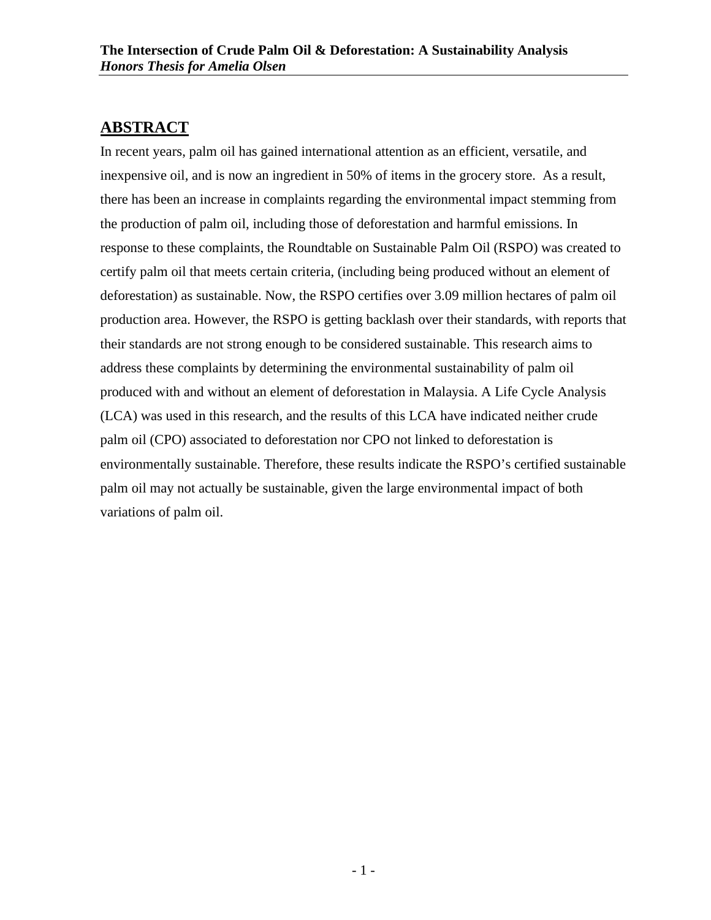## ABSTRACT

In recent years, palm oil has gained international attention as an efficient, versatile, and inexpensive oil, and is now an ingredient in 50% of items in the grocery store. As a result, there has been an increase in complaints regarding the environmental impact stemming from the production of palm oil, including those of deforestation and harmful emissions. In response to these complaints, the Roundtable on Sustainable Palm Oil (RSPO) was created to certify palm oil that meets certain criteria, (including being produced without an element of deforestation) as sustainable. Now, the RSPO certifies over 3.09 million hectares of palm oil production area. However, the RSPO is getting backlash over their standards, with reports that their standards are not strong enough to be considered sustainable. This research aims to address these complaints by determining the environmental sustainability of palm oil produced with and without an element of deforestation in Malaysia. A Life Cycle Analysis (LCA) was used in this research, and the results of this LCA have indicated neither crude palm oil (CPO) associated to deforestation nor CPO not linked to deforestation is environmentally sustainable. Therefore, these results indicate the RSPO's certified sustainable palm oil may not actually be sustainable, given the large environmental impact of both variations of palm oil.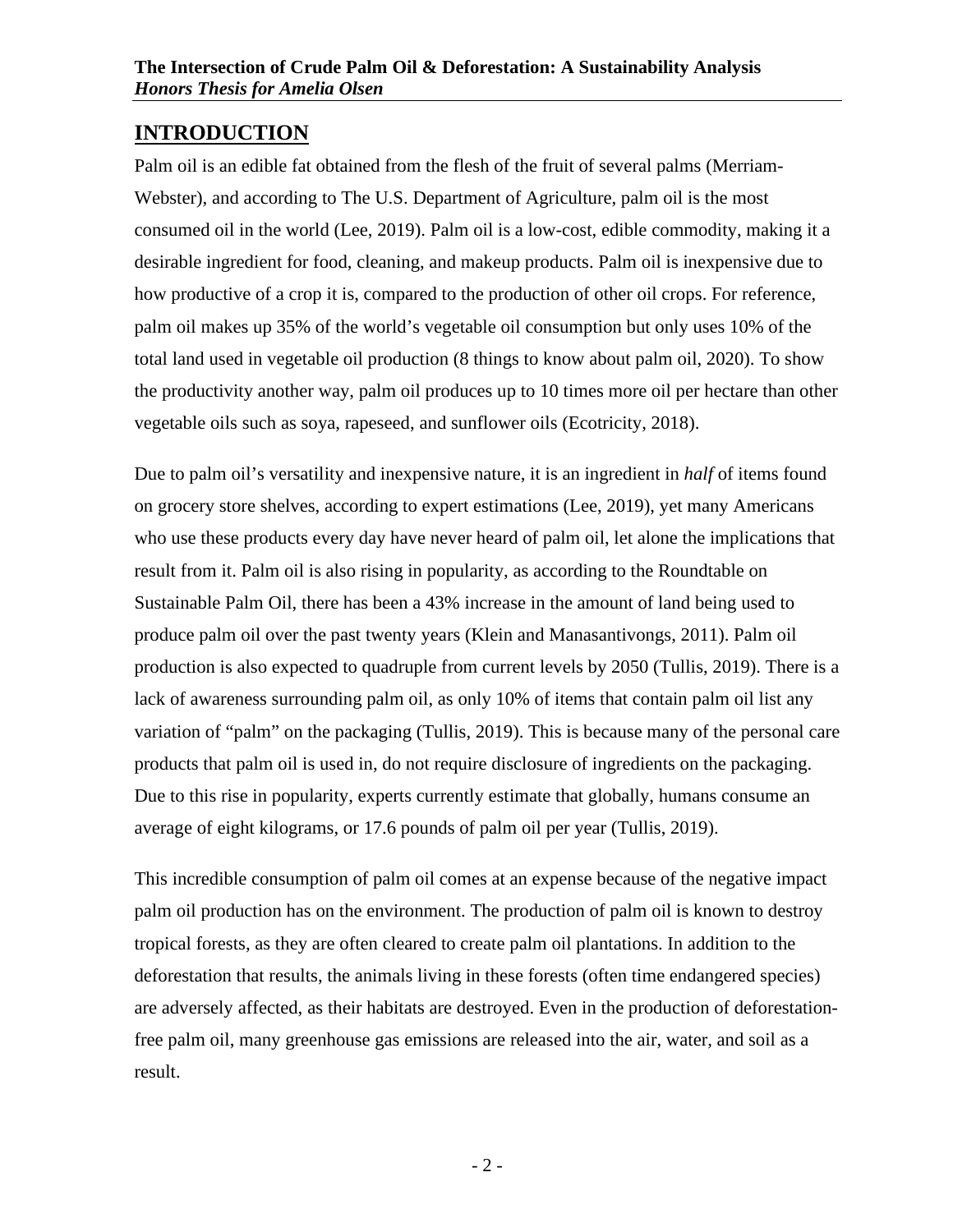## INTRODUCTION

Palm oil is an edible fat obtained from the flesh of the fruit of several palms (Merriam-Webster), and according to The U.S. Department of Agriculture, palm oil is the most consumed oil in the world (Lee, 2019). Palm oil is a low-cost, edible commodity, making it a desirable ingredient for food, cleaning, and makeup products. Palm oil is inexpensive due to how productive of a crop it is, compared to the production of other oil crops. For reference, palm oil makes up 35% of the world's vegetable oil consumption but only uses 10% of the total land used in vegetable oil production (8 things to know about palm oil, 2020). To show the productivity another way, palm oil produces up to 10 times more oil per hectare than other vegetable oils such as soya, rapeseed, and sunflower oils (Ecotricity, 2018).

Due to palm oil's versatility and inexpensive nature, it is an ingredient in *half* of items found on grocery store shelves, according to expert estimations (Lee, 2019), yet many Americans who use these products every day have never heard of palm oil, let alone the implications that result from it. Palm oil is also rising in popularity, as according to the Roundtable on Sustainable Palm Oil, there has been a 43% increase in the amount of land being used to produce palm oil over the past twenty years (Klein and Manasantivongs, 2011). Palm oil production is also expected to quadruple from current levels by 2050 (Tullis, 2019). There is a lack of awareness surrounding palm oil, as only 10% of items that contain palm oil list any variation of "palm" on the packaging (Tullis, 2019). This is because many of the personal care products that palm oil is used in, do not require disclosure of ingredients on the packaging. Due to this rise in popularity, experts currently estimate that globally, humans consume an average of eight kilograms, or 17.6 pounds of palm oil per year (Tullis, 2019).

This incredible consumption of palm oil comes at an expense because of the negative impact palm oil production has on the environment. The production of palm oil is known to destroy tropical forests, as they are often cleared to create palm oil plantations. In addition to the deforestation that results, the animals living in these forests (often time endangered species) are adversely affected, as their habitats are destroyed. Even in the production of deforestation-free palm oil, many greenhouse gas emissions are released into the air, water, and soil as a result.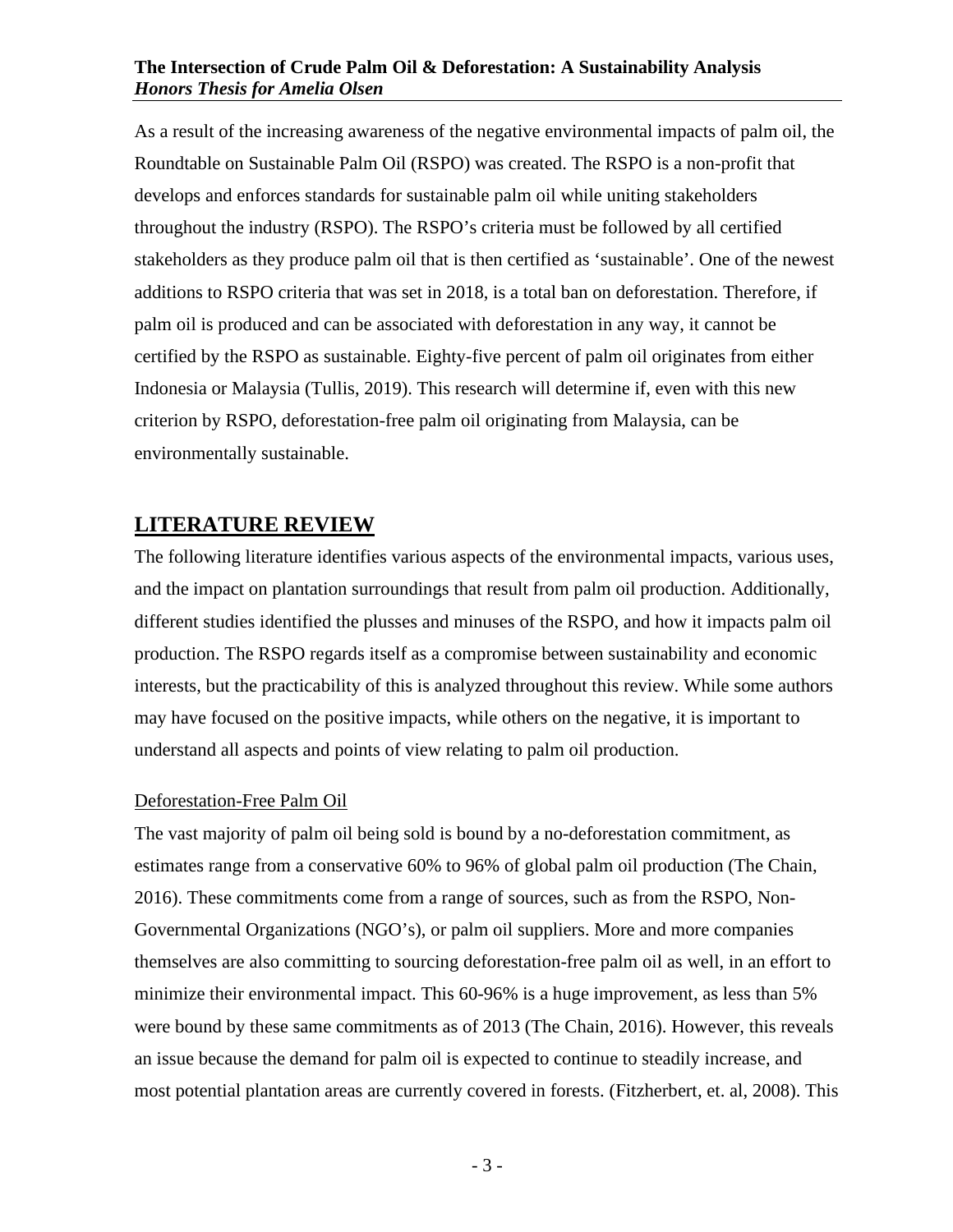As a result of the increasing awareness of the negative environmental impacts of palm oil, the Roundtable on Sustainable Palm Oil (RSPO) was created. The RSPO is a non-profit that develops and enforces standards for sustainable palm oil while uniting stakeholders throughout the industry (RSPO). The RSPO's criteria must be followed by all certified stakeholders as they produce palm oil that is then certified as 'sustainable'. One of the newest additions to RSPO criteria that was set in 2018, is a total ban on deforestation. Therefore, if palm oil is produced and can be associated with deforestation in any way, it cannot be certified by the RSPO as sustainable. Eighty-five percent of palm oil originates from either Indonesia or Malaysia (Tullis, 2019). This research will determine if, even with this new criterion by RSPO, deforestation-free palm oil originating from Malaysia, can be environmentally sustainable.

## LITERATURE REVIEW

The following literature identifies various aspects of the environmental impacts, various uses, and the impact on plantation surroundings that result from palm oil production. Additionally, different studies identified the plusses and minuses of the RSPO, and how it impacts palm oil production. The RSPO regards itself as a compromise between sustainability and economic interests, but the practicability of this is analyzed throughout this review. While some authors may have focused on the positive impacts, while others on the negative, it is important to understand all aspects and points of view relating to palm oil production.

### Deforestation-Free Palm Oil

The vast majority of palm oil being sold is bound by a no-deforestation commitment, as estimates range from a conservative 60% to 96% of global palm oil production (The Chain, 2016). These commitments come from a range of sources, such as from the RSPO, Non-Governmental Organizations (NGO's), or palm oil suppliers. More and more companies themselves are also committing to sourcing deforestation-free palm oil as well, in an effort to minimize their environmental impact. This 60-96% is a huge improvement, as less than 5% were bound by these same commitments as of 2013 (The Chain, 2016). However, this reveals an issue because the demand for palm oil is expected to continue to steadily increase, and most potential plantation areas are currently covered in forests. (Fitzherbert, et. al, 2008). This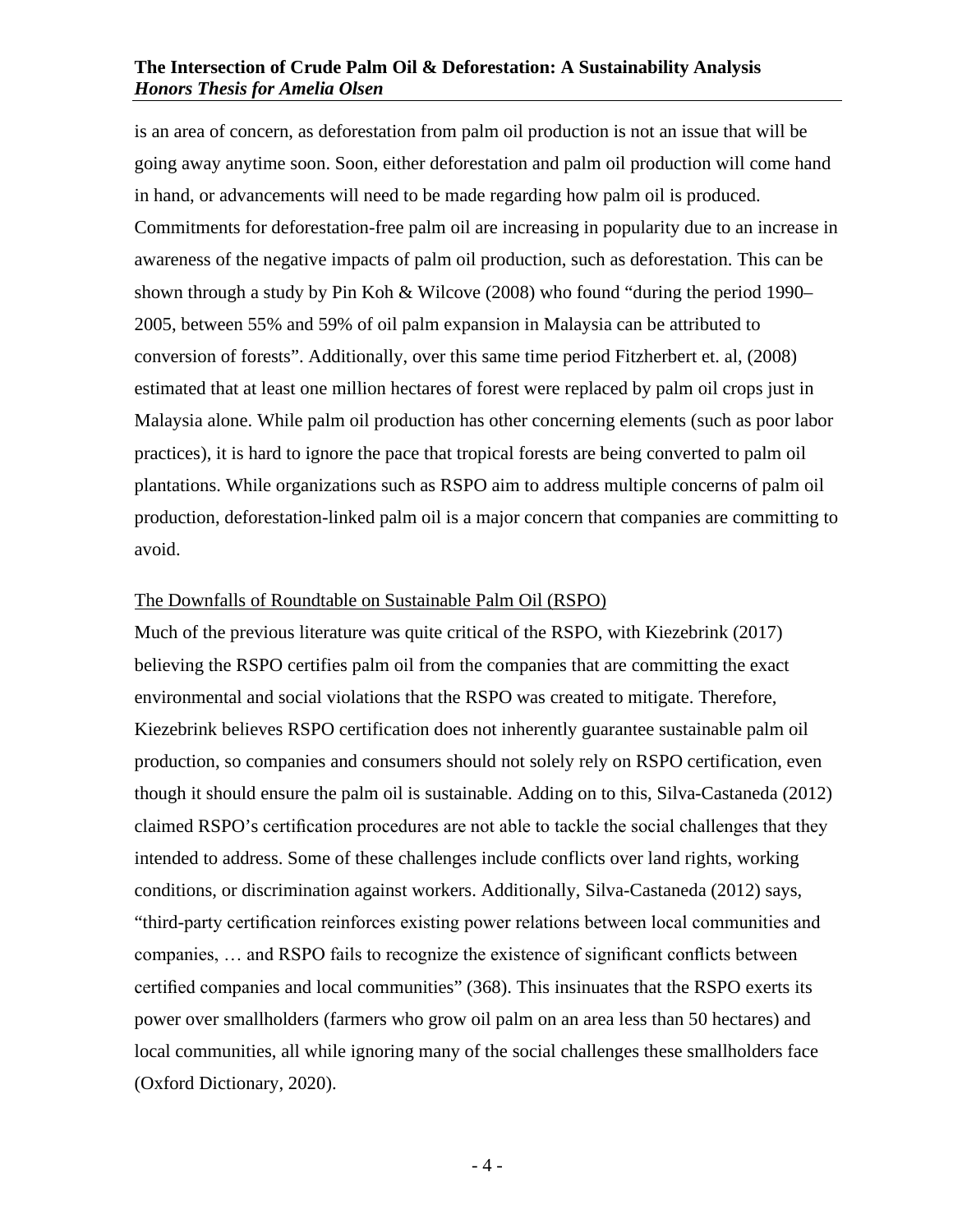is an area of concern, as deforestation from palm oil production is not an issue that will be going away anytime soon. Soon, either deforestation and palm oil production will come hand in hand, or advancements will need to be made regarding how palm oil is produced. Commitments for deforestation-free palm oil are increasing in popularity due to an increase in awareness of the negative impacts of palm oil production, such as deforestation. This can be shown through a study by Pin Koh & Wilcove (2008) who found "during the period 1990–2005, between 55% and 59% of oil palm expansion in Malaysia can be attributed to conversion of forests". Additionally, over this same time period Fitzherbert et. al, (2008) estimated that at least one million hectares of forest were replaced by palm oil crops just in Malaysia alone. While palm oil production has other concerning elements (such as poor labor practices), it is hard to ignore the pace that tropical forests are being converted to palm oil plantations. While organizations such as RSPO aim to address multiple concerns of palm oil production, deforestation-linked palm oil is a major concern that companies are committing to avoid.

<u>The Downfalls of Roundtable on Sustainable Palm Oil (RSPO)</u>

Much of the previous literature was quite critical of the RSPO, with Kiezebrink (2017) believing the RSPO certifies palm oil from the companies that are committing the exact environmental and social violations that the RSPO was created to mitigate. Therefore, Kiezebrink believes RSPO certification does not inherently guarantee sustainable palm oil production, so companies and consumers should not solely rely on RSPO certification, even though it should ensure the palm oil is sustainable. Adding on to this, Silva-Castaneda (2012) claimed RSPO's certification procedures are not able to tackle the social challenges that they intended to address. Some of these challenges include conflicts over land rights, working conditions, or discrimination against workers. Additionally, Silva-Castaneda (2012) says, "third-party certification reinforces existing power relations between local communities and companies, … and RSPO fails to recognize the existence of significant conflicts between certified companies and local communities" (368). This insinuates that the RSPO exerts its power over smallholders (farmers who grow oil palm on an area less than 50 hectares) and local communities, all while ignoring many of the social challenges these smallholders face (Oxford Dictionary, 2020).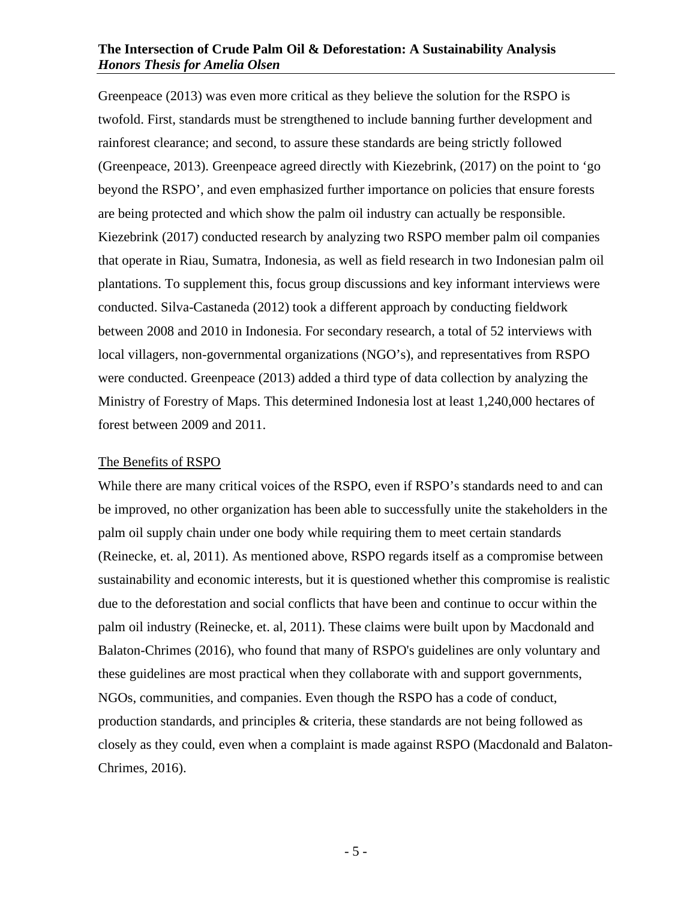Greenpeace (2013) was even more critical as they believe the solution for the RSPO is twofold. First, standards must be strengthened to include banning further development and rainforest clearance; and second, to assure these standards are being strictly followed (Greenpeace, 2013). Greenpeace agreed directly with Kiezebrink, (2017) on the point to 'go beyond the RSPO', and even emphasized further importance on policies that ensure forests are being protected and which show the palm oil industry can actually be responsible. Kiezebrink (2017) conducted research by analyzing two RSPO member palm oil companies that operate in Riau, Sumatra, Indonesia, as well as field research in two Indonesian palm oil plantations. To supplement this, focus group discussions and key informant interviews were conducted. Silva-Castaneda (2012) took a different approach by conducting fieldwork between 2008 and 2010 in Indonesia. For secondary research, a total of 52 interviews with local villagers, non-governmental organizations (NGO's), and representatives from RSPO were conducted. Greenpeace (2013) added a third type of data collection by analyzing the Ministry of Forestry of Maps. This determined Indonesia lost at least 1,240,000 hectares of forest between 2009 and 2011.

<u>The Benefits of RSPO</u>

While there are many critical voices of the RSPO, even if RSPO's standards need to and can be improved, no other organization has been able to successfully unite the stakeholders in the palm oil supply chain under one body while requiring them to meet certain standards (Reinecke, et. al, 2011). As mentioned above, RSPO regards itself as a compromise between sustainability and economic interests, but it is questioned whether this compromise is realistic due to the deforestation and social conflicts that have been and continue to occur within the palm oil industry (Reinecke, et. al, 2011). These claims were built upon by Macdonald and Balaton-Chrimes (2016), who found that many of RSPO's guidelines are only voluntary and these guidelines are most practical when they collaborate with and support governments, NGOs, communities, and companies. Even though the RSPO has a code of conduct, production standards, and principles & criteria, these standards are not being followed as closely as they could, even when a complaint is made against RSPO (Macdonald and Balaton-Chrimes, 2016).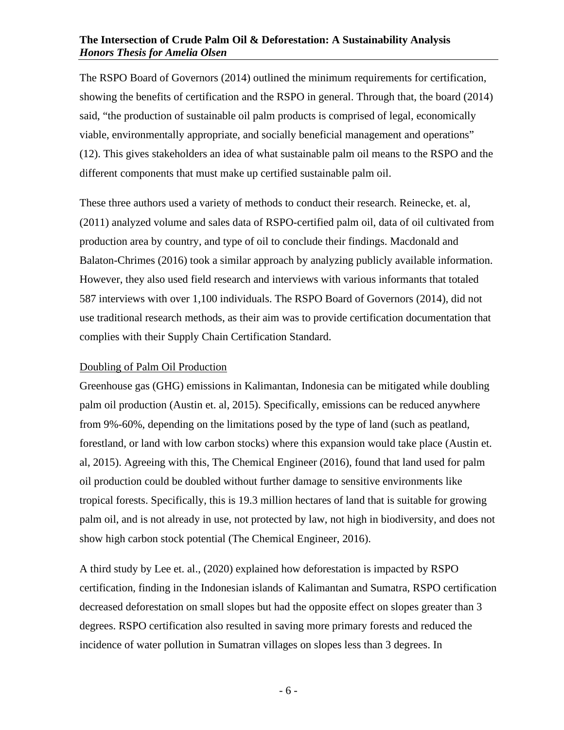The RSPO Board of Governors (2014) outlined the minimum requirements for certification, showing the benefits of certification and the RSPO in general. Through that, the board (2014) said, "the production of sustainable oil palm products is comprised of legal, economically viable, environmentally appropriate, and socially beneficial management and operations" (12). This gives stakeholders an idea of what sustainable palm oil means to the RSPO and the different components that must make up certified sustainable palm oil.

These three authors used a variety of methods to conduct their research. Reinecke, et. al, (2011) analyzed volume and sales data of RSPO-certified palm oil, data of oil cultivated from production area by country, and type of oil to conclude their findings. Macdonald and Balaton-Chrimes (2016) took a similar approach by analyzing publicly available information. However, they also used field research and interviews with various informants that totaled 587 interviews with over 1,100 individuals. The RSPO Board of Governors (2014), did not use traditional research methods, as their aim was to provide certification documentation that complies with their Supply Chain Certification Standard.

<u>Doubling of Palm Oil Production</u>

Greenhouse gas (GHG) emissions in Kalimantan, Indonesia can be mitigated while doubling palm oil production (Austin et. al, 2015). Specifically, emissions can be reduced anywhere from 9%-60%, depending on the limitations posed by the type of land (such as peatland, forestland, or land with low carbon stocks) where this expansion would take place (Austin et. al, 2015). Agreeing with this, The Chemical Engineer (2016), found that land used for palm oil production could be doubled without further damage to sensitive environments like tropical forests. Specifically, this is 19.3 million hectares of land that is suitable for growing palm oil, and is not already in use, not protected by law, not high in biodiversity, and does not show high carbon stock potential (The Chemical Engineer, 2016).

A third study by Lee et. al., (2020) explained how deforestation is impacted by RSPO certification, finding in the Indonesian islands of Kalimantan and Sumatra, RSPO certification decreased deforestation on small slopes but had the opposite effect on slopes greater than 3 degrees. RSPO certification also resulted in saving more primary forests and reduced the incidence of water pollution in Sumatran villages on slopes less than 3 degrees. In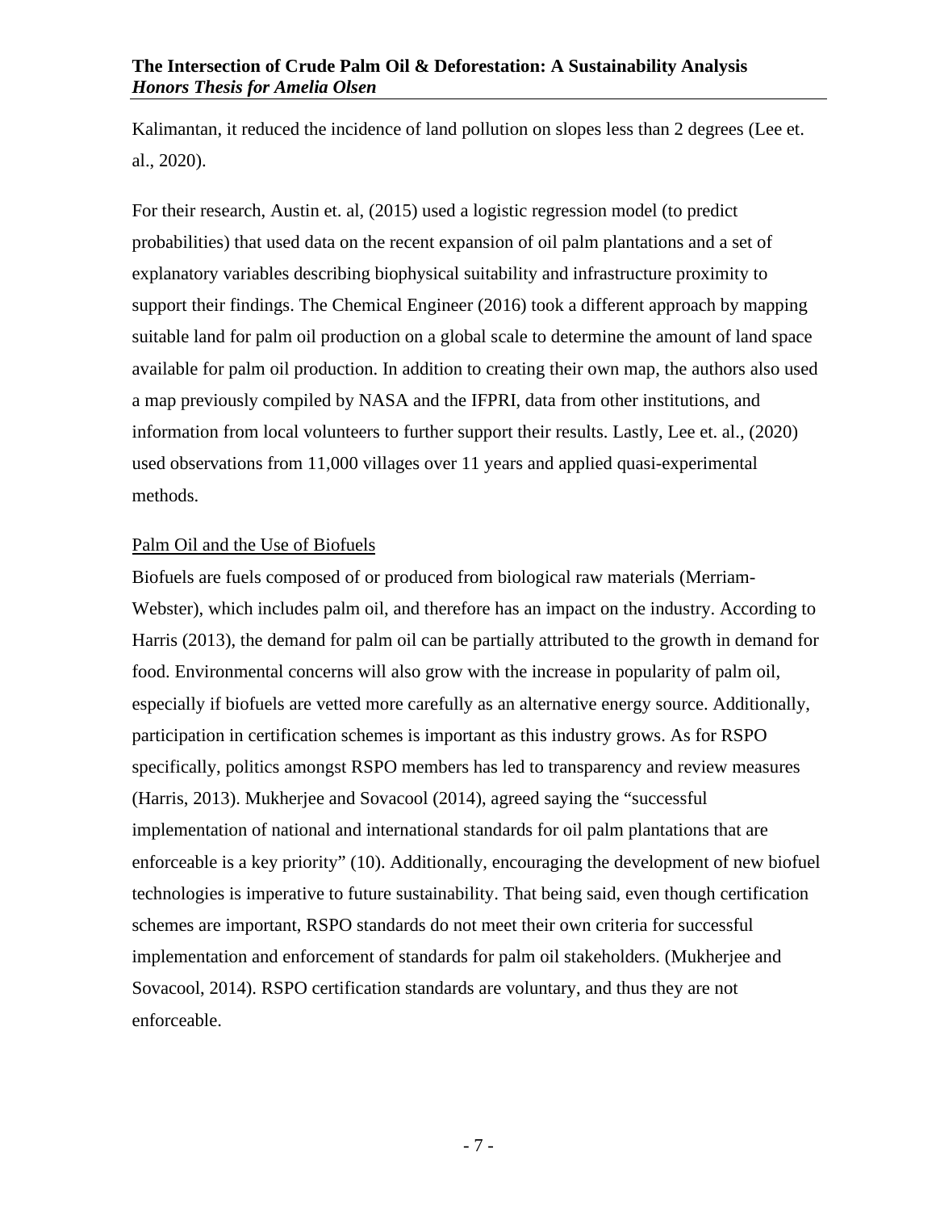Kalimantan, it reduced the incidence of land pollution on slopes less than 2 degrees (Lee et. al., 2020).

For their research, Austin et. al, (2015) used a logistic regression model (to predict probabilities) that used data on the recent expansion of oil palm plantations and a set of explanatory variables describing biophysical suitability and infrastructure proximity to support their findings. The Chemical Engineer (2016) took a different approach by mapping suitable land for palm oil production on a global scale to determine the amount of land space available for palm oil production. In addition to creating their own map, the authors also used a map previously compiled by NASA and the IFPRI, data from other institutions, and information from local volunteers to further support their results. Lastly, Lee et. al., (2020) used observations from 11,000 villages over 11 years and applied quasi-experimental methods.

<u>Palm Oil and the Use of Biofuels</u>

Biofuels are fuels composed of or produced from biological raw materials (Merriam-Webster), which includes palm oil, and therefore has an impact on the industry. According to Harris (2013), the demand for palm oil can be partially attributed to the growth in demand for food. Environmental concerns will also grow with the increase in popularity of palm oil, especially if biofuels are vetted more carefully as an alternative energy source. Additionally, participation in certification schemes is important as this industry grows. As for RSPO specifically, politics amongst RSPO members has led to transparency and review measures (Harris, 2013). Mukherjee and Sovacool (2014), agreed saying the "successful implementation of national and international standards for oil palm plantations that are enforceable is a key priority" (10). Additionally, encouraging the development of new biofuel technologies is imperative to future sustainability. That being said, even though certification schemes are important, RSPO standards do not meet their own criteria for successful implementation and enforcement of standards for palm oil stakeholders. (Mukherjee and Sovacool, 2014). RSPO certification standards are voluntary, and thus they are not enforceable.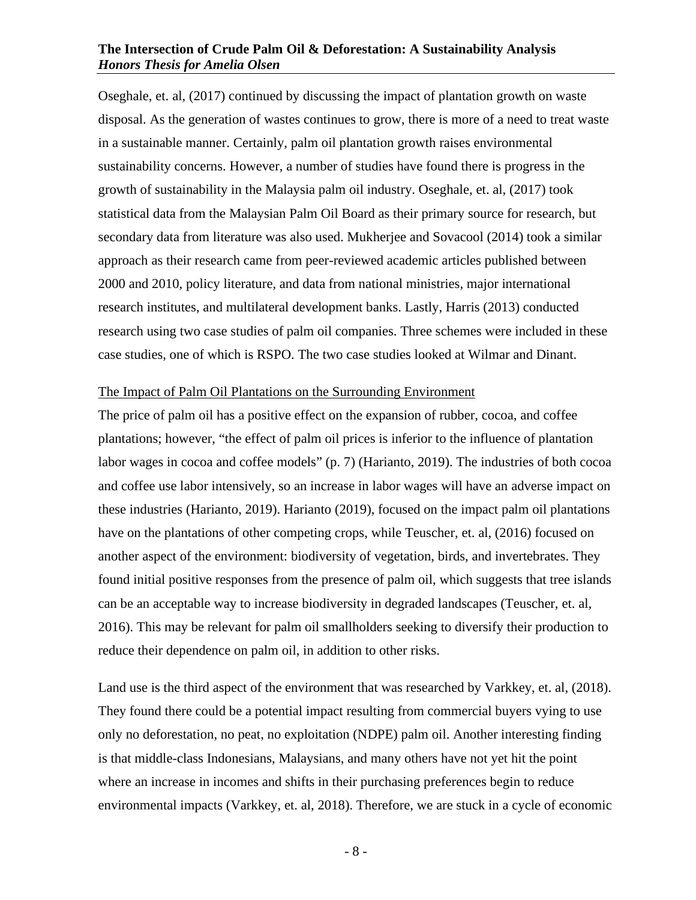Oseghale, et. al, (2017) continued by discussing the impact of plantation growth on waste disposal. As the generation of wastes continues to grow, there is more of a need to treat waste in a sustainable manner. Certainly, palm oil plantation growth raises environmental sustainability concerns. However, a number of studies have found there is progress in the growth of sustainability in the Malaysia palm oil industry. Oseghale, et. al, (2017) took statistical data from the Malaysian Palm Oil Board as their primary source for research, but secondary data from literature was also used. Mukherjee and Sovacool (2014) took a similar approach as their research came from peer-reviewed academic articles published between 2000 and 2010, policy literature, and data from national ministries, major international research institutes, and multilateral development banks. Lastly, Harris (2013) conducted research using two case studies of palm oil companies. Three schemes were included in these case studies, one of which is RSPO. The two case studies looked at Wilmar and Dinant.

<u>The Impact of Palm Oil Plantations on the Surrounding Environment</u>

The price of palm oil has a positive effect on the expansion of rubber, cocoa, and coffee plantations; however, "the effect of palm oil prices is inferior to the influence of plantation labor wages in cocoa and coffee models" (p. 7) (Harianto, 2019). The industries of both cocoa and coffee use labor intensively, so an increase in labor wages will have an adverse impact on these industries (Harianto, 2019). Harianto (2019), focused on the impact palm oil plantations have on the plantations of other competing crops, while Teuscher, et. al, (2016) focused on another aspect of the environment: biodiversity of vegetation, birds, and invertebrates. They found initial positive responses from the presence of palm oil, which suggests that tree islands can be an acceptable way to increase biodiversity in degraded landscapes (Teuscher, et. al, 2016). This may be relevant for palm oil smallholders seeking to diversify their production to reduce their dependence on palm oil, in addition to other risks.

Land use is the third aspect of the environment that was researched by Varkkey, et. al, (2018). They found there could be a potential impact resulting from commercial buyers vying to use only no deforestation, no peat, no exploitation (NDPE) palm oil. Another interesting finding is that middle-class Indonesians, Malaysians, and many others have not yet hit the point where an increase in incomes and shifts in their purchasing preferences begin to reduce environmental impacts (Varkkey, et. al, 2018). Therefore, we are stuck in a cycle of economic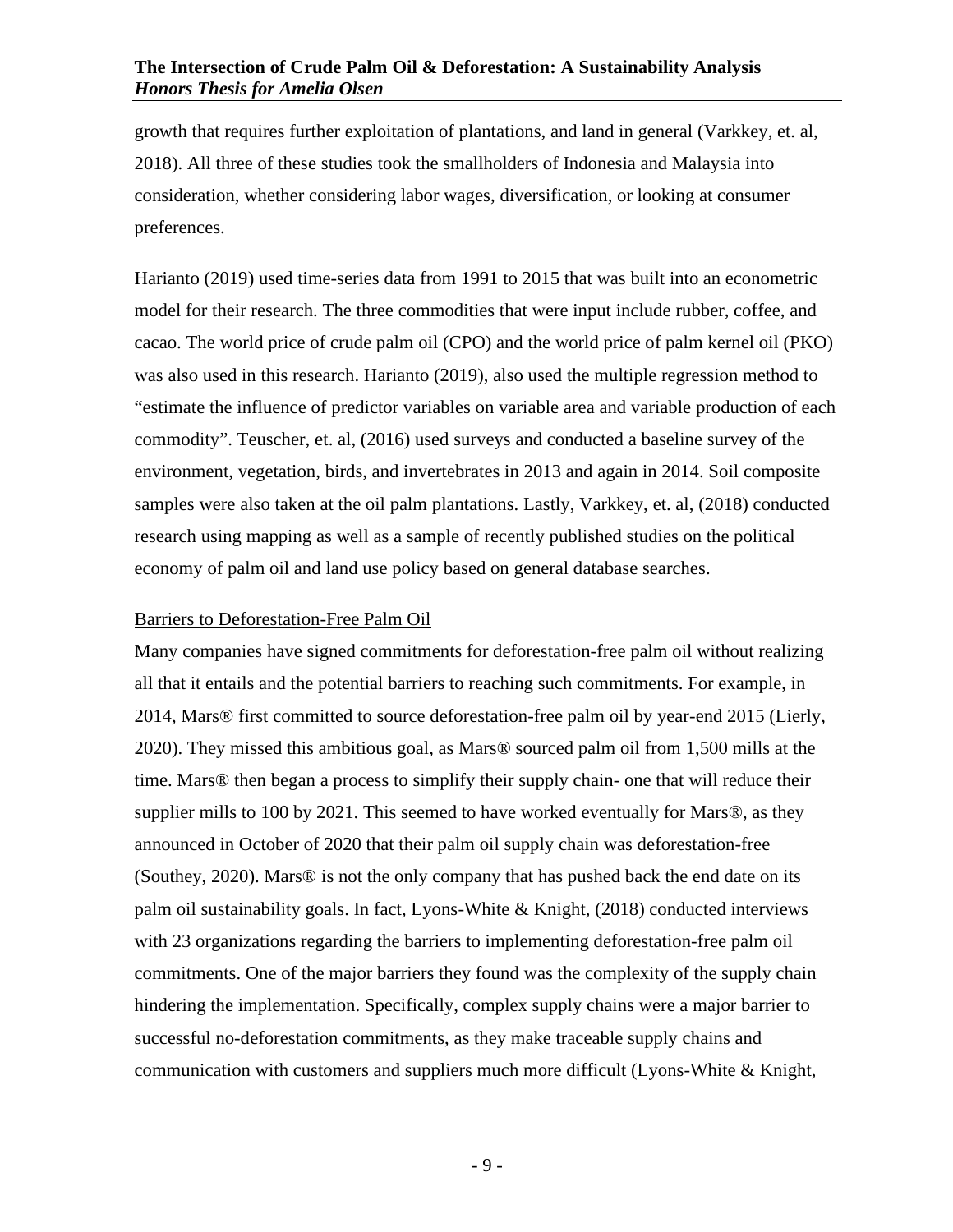growth that requires further exploitation of plantations, and land in general (Varkkey, et. al, 2018). All three of these studies took the smallholders of Indonesia and Malaysia into consideration, whether considering labor wages, diversification, or looking at consumer preferences.

Harianto (2019) used time-series data from 1991 to 2015 that was built into an econometric model for their research. The three commodities that were input include rubber, coffee, and cacao. The world price of crude palm oil (CPO) and the world price of palm kernel oil (PKO) was also used in this research. Harianto (2019), also used the multiple regression method to "estimate the influence of predictor variables on variable area and variable production of each commodity". Teuscher, et. al, (2016) used surveys and conducted a baseline survey of the environment, vegetation, birds, and invertebrates in 2013 and again in 2014. Soil composite samples were also taken at the oil palm plantations. Lastly, Varkkey, et. al, (2018) conducted research using mapping as well as a sample of recently published studies on the political economy of palm oil and land use policy based on general database searches.

<u>Barriers to Deforestation-Free Palm Oil</u>

Many companies have signed commitments for deforestation-free palm oil without realizing all that it entails and the potential barriers to reaching such commitments. For example, in 2014, Mars® first committed to source deforestation-free palm oil by year-end 2015 (Lierly, 2020). They missed this ambitious goal, as Mars® sourced palm oil from 1,500 mills at the time. Mars® then began a process to simplify their supply chain- one that will reduce their supplier mills to 100 by 2021. This seemed to have worked eventually for Mars®, as they announced in October of 2020 that their palm oil supply chain was deforestation-free (Southey, 2020). Mars® is not the only company that has pushed back the end date on its palm oil sustainability goals. In fact, Lyons-White & Knight, (2018) conducted interviews with 23 organizations regarding the barriers to implementing deforestation-free palm oil commitments. One of the major barriers they found was the complexity of the supply chain hindering the implementation. Specifically, complex supply chains were a major barrier to successful no-deforestation commitments, as they make traceable supply chains and communication with customers and suppliers much more difficult (Lyons-White & Knight,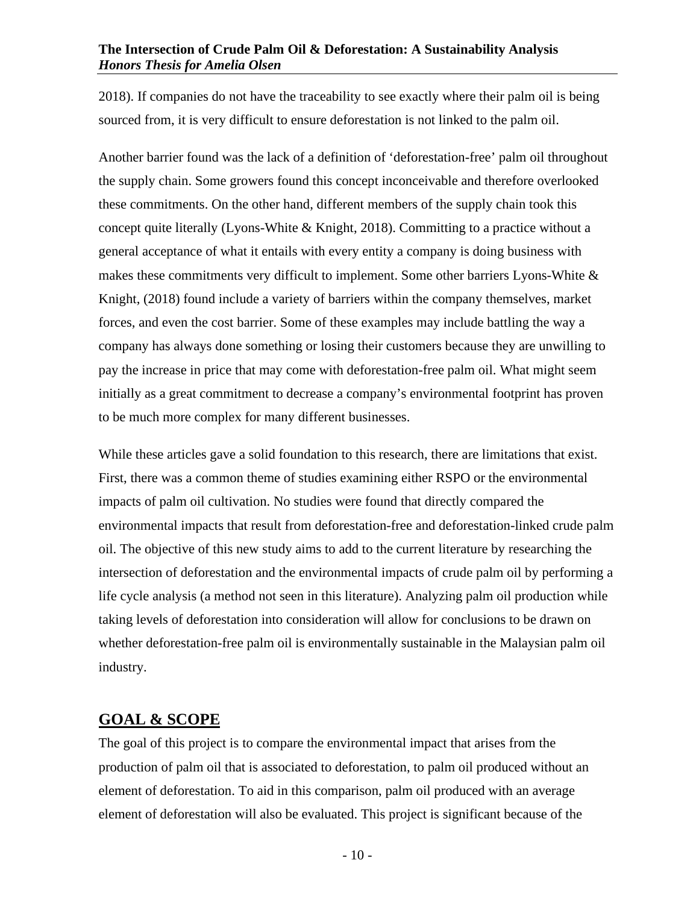2018). If companies do not have the traceability to see exactly where their palm oil is being sourced from, it is very difficult to ensure deforestation is not linked to the palm oil.

Another barrier found was the lack of a definition of 'deforestation-free' palm oil throughout the supply chain. Some growers found this concept inconceivable and therefore overlooked these commitments. On the other hand, different members of the supply chain took this concept quite literally (Lyons-White & Knight, 2018). Committing to a practice without a general acceptance of what it entails with every entity a company is doing business with makes these commitments very difficult to implement. Some other barriers Lyons-White & Knight, (2018) found include a variety of barriers within the company themselves, market forces, and even the cost barrier. Some of these examples may include battling the way a company has always done something or losing their customers because they are unwilling to pay the increase in price that may come with deforestation-free palm oil. What might seem initially as a great commitment to decrease a company's environmental footprint has proven to be much more complex for many different businesses.

While these articles gave a solid foundation to this research, there are limitations that exist. First, there was a common theme of studies examining either RSPO or the environmental impacts of palm oil cultivation. No studies were found that directly compared the environmental impacts that result from deforestation-free and deforestation-linked crude palm oil. The objective of this new study aims to add to the current literature by researching the intersection of deforestation and the environmental impacts of crude palm oil by performing a life cycle analysis (a method not seen in this literature). Analyzing palm oil production while taking levels of deforestation into consideration will allow for conclusions to be drawn on whether deforestation-free palm oil is environmentally sustainable in the Malaysian palm oil industry.

## GOAL & SCOPE

The goal of this project is to compare the environmental impact that arises from the production of palm oil that is associated to deforestation, to palm oil produced without an element of deforestation. To aid in this comparison, palm oil produced with an average element of deforestation will also be evaluated. This project is significant because of the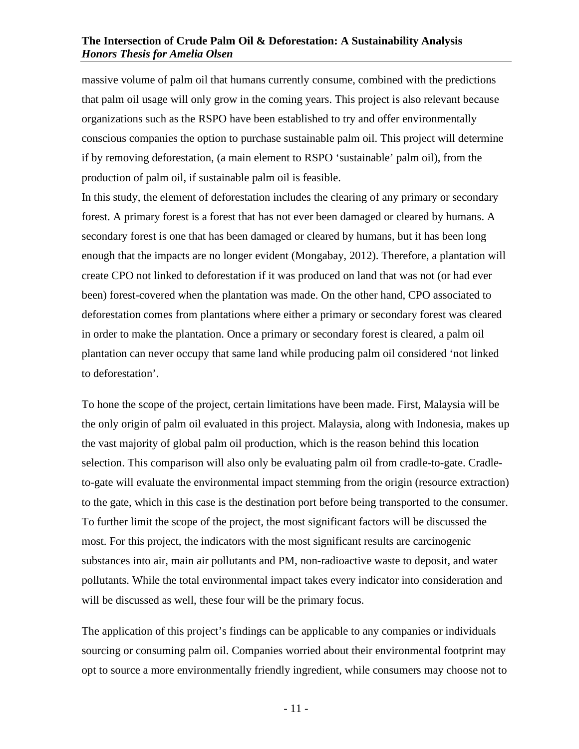massive volume of palm oil that humans currently consume, combined with the predictions that palm oil usage will only grow in the coming years. This project is also relevant because organizations such as the RSPO have been established to try and offer environmentally conscious companies the option to purchase sustainable palm oil. This project will determine if by removing deforestation, (a main element to RSPO 'sustainable' palm oil), from the production of palm oil, if sustainable palm oil is feasible.

In this study, the element of deforestation includes the clearing of any primary or secondary forest. A primary forest is a forest that has not ever been damaged or cleared by humans. A secondary forest is one that has been damaged or cleared by humans, but it has been long enough that the impacts are no longer evident (Mongabay, 2012). Therefore, a plantation will create CPO not linked to deforestation if it was produced on land that was not (or had ever been) forest-covered when the plantation was made. On the other hand, CPO associated to deforestation comes from plantations where either a primary or secondary forest was cleared in order to make the plantation. Once a primary or secondary forest is cleared, a palm oil plantation can never occupy that same land while producing palm oil considered 'not linked to deforestation'.

To hone the scope of the project, certain limitations have been made. First, Malaysia will be the only origin of palm oil evaluated in this project. Malaysia, along with Indonesia, makes up the vast majority of global palm oil production, which is the reason behind this location selection. This comparison will also only be evaluating palm oil from cradle-to-gate. Cradle-to-gate will evaluate the environmental impact stemming from the origin (resource extraction) to the gate, which in this case is the destination port before being transported to the consumer. To further limit the scope of the project, the most significant factors will be discussed the most. For this project, the indicators with the most significant results are carcinogenic substances into air, main air pollutants and PM, non-radioactive waste to deposit, and water pollutants. While the total environmental impact takes every indicator into consideration and will be discussed as well, these four will be the primary focus.

The application of this project's findings can be applicable to any companies or individuals sourcing or consuming palm oil. Companies worried about their environmental footprint may opt to source a more environmentally friendly ingredient, while consumers may choose not to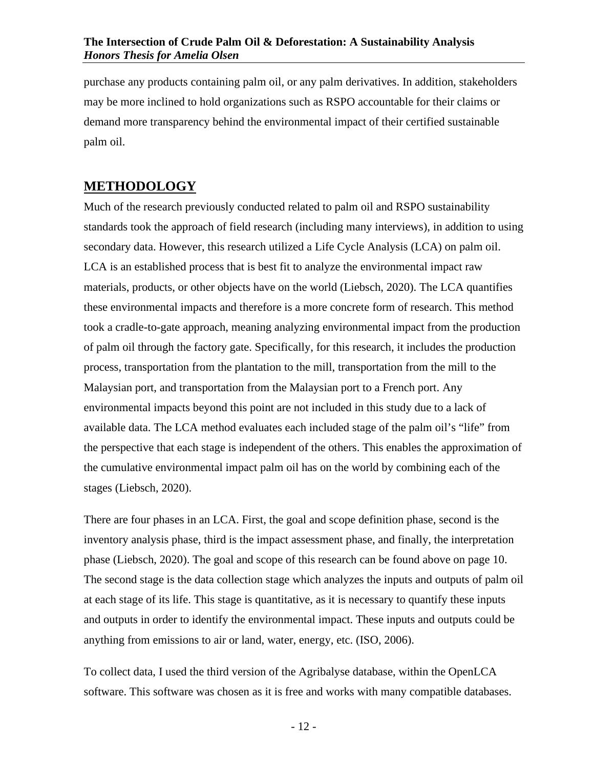purchase any products containing palm oil, or any palm derivatives. In addition, stakeholders may be more inclined to hold organizations such as RSPO accountable for their claims or demand more transparency behind the environmental impact of their certified sustainable palm oil.

## METHODOLOGY

Much of the research previously conducted related to palm oil and RSPO sustainability standards took the approach of field research (including many interviews), in addition to using secondary data. However, this research utilized a Life Cycle Analysis (LCA) on palm oil. LCA is an established process that is best fit to analyze the environmental impact raw materials, products, or other objects have on the world (Liebsch, 2020). The LCA quantifies these environmental impacts and therefore is a more concrete form of research. This method took a cradle-to-gate approach, meaning analyzing environmental impact from the production of palm oil through the factory gate. Specifically, for this research, it includes the production process, transportation from the plantation to the mill, transportation from the mill to the Malaysian port, and transportation from the Malaysian port to a French port. Any environmental impacts beyond this point are not included in this study due to a lack of available data. The LCA method evaluates each included stage of the palm oil's "life" from the perspective that each stage is independent of the others. This enables the approximation of the cumulative environmental impact palm oil has on the world by combining each of the stages (Liebsch, 2020).

There are four phases in an LCA. First, the goal and scope definition phase, second is the inventory analysis phase, third is the impact assessment phase, and finally, the interpretation phase (Liebsch, 2020). The goal and scope of this research can be found above on page 10. The second stage is the data collection stage which analyzes the inputs and outputs of palm oil at each stage of its life. This stage is quantitative, as it is necessary to quantify these inputs and outputs in order to identify the environmental impact. These inputs and outputs could be anything from emissions to air or land, water, energy, etc. (ISO, 2006).

To collect data, I used the third version of the Agribalyse database, within the OpenLCA software. This software was chosen as it is free and works with many compatible databases.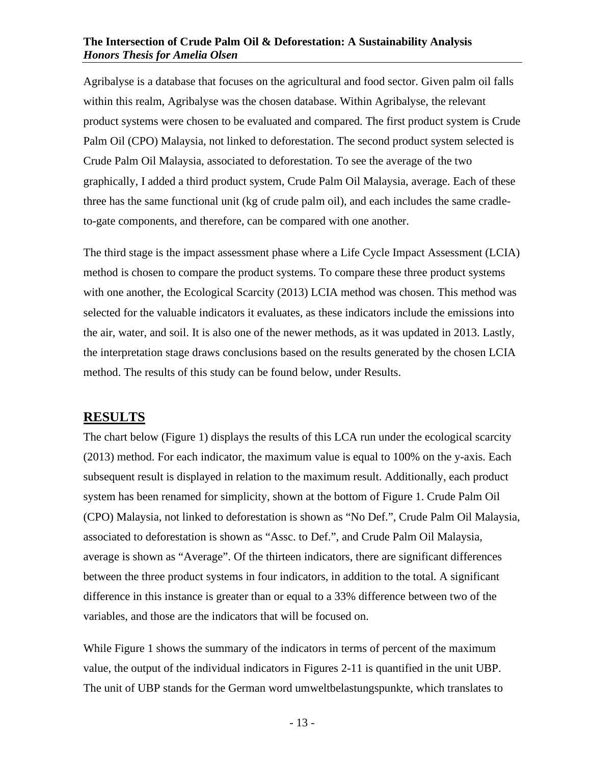Agribalyse is a database that focuses on the agricultural and food sector. Given palm oil falls within this realm, Agribalyse was the chosen database. Within Agribalyse, the relevant product systems were chosen to be evaluated and compared. The first product system is Crude Palm Oil (CPO) Malaysia, not linked to deforestation. The second product system selected is Crude Palm Oil Malaysia, associated to deforestation. To see the average of the two graphically, I added a third product system, Crude Palm Oil Malaysia, average. Each of these three has the same functional unit (kg of crude palm oil), and each includes the same cradle-to-gate components, and therefore, can be compared with one another.

The third stage is the impact assessment phase where a Life Cycle Impact Assessment (LCIA) method is chosen to compare the product systems. To compare these three product systems with one another, the Ecological Scarcity (2013) LCIA method was chosen. This method was selected for the valuable indicators it evaluates, as these indicators include the emissions into the air, water, and soil. It is also one of the newer methods, as it was updated in 2013. Lastly, the interpretation stage draws conclusions based on the results generated by the chosen LCIA method. The results of this study can be found below, under Results.

## RESULTS

The chart below (Figure 1) displays the results of this LCA run under the ecological scarcity (2013) method. For each indicator, the maximum value is equal to 100% on the y-axis. Each subsequent result is displayed in relation to the maximum result. Additionally, each product system has been renamed for simplicity, shown at the bottom of Figure 1. Crude Palm Oil (CPO) Malaysia, not linked to deforestation is shown as "No Def.", Crude Palm Oil Malaysia, associated to deforestation is shown as "Assc. to Def.", and Crude Palm Oil Malaysia, average is shown as "Average". Of the thirteen indicators, there are significant differences between the three product systems in four indicators, in addition to the total. A significant difference in this instance is greater than or equal to a 33% difference between two of the variables, and those are the indicators that will be focused on.

While Figure 1 shows the summary of the indicators in terms of percent of the maximum value, the output of the individual indicators in Figures 2-11 is quantified in the unit UBP. The unit of UBP stands for the German word umweltbelastungspunkte, which translates to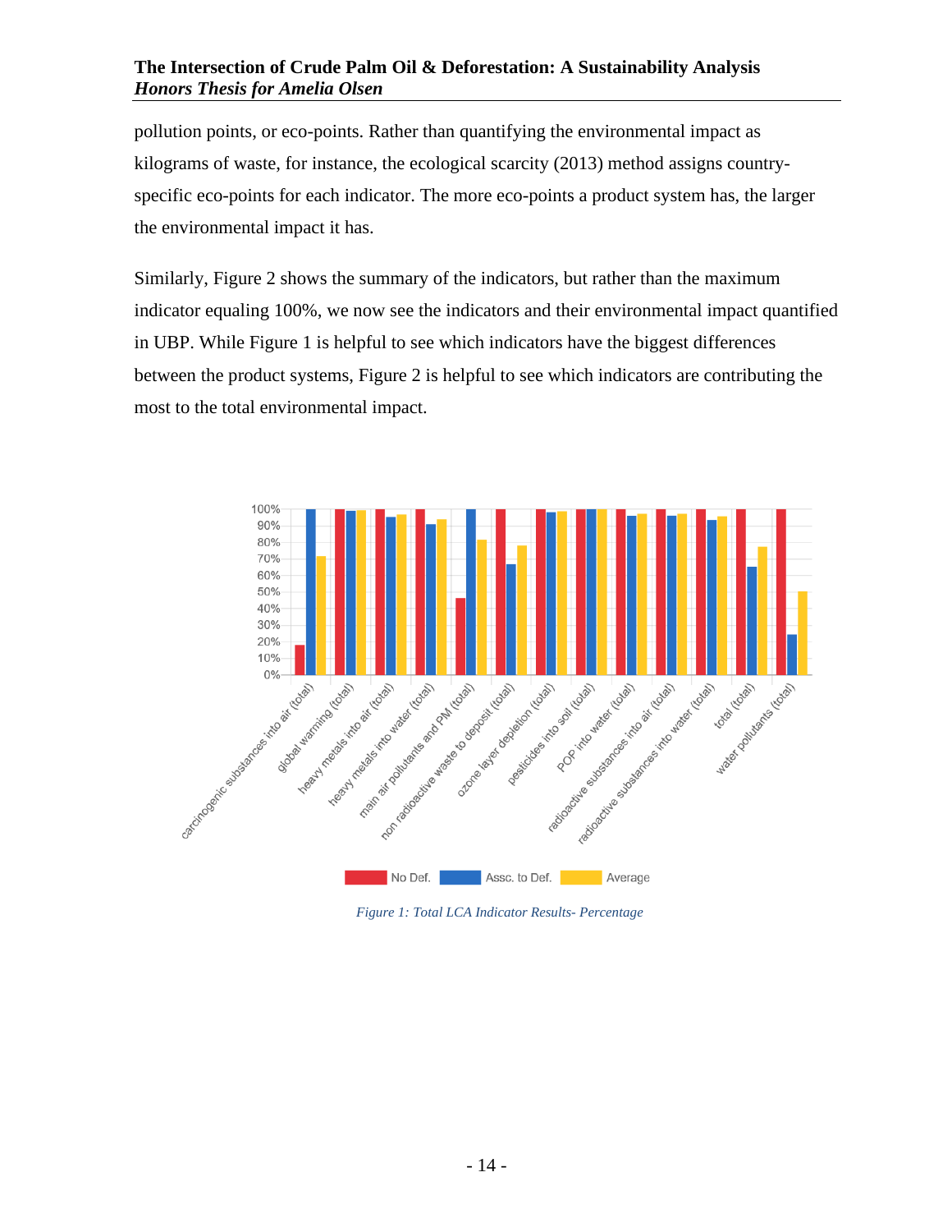pollution points, or eco-points. Rather than quantifying the environmental impact as kilograms of waste, for instance, the ecological scarcity (2013) method assigns country-specific eco-points for each indicator. The more eco-points a product system has, the larger the environmental impact it has.

Similarly, Figure 2 shows the summary of the indicators, but rather than the maximum indicator equaling 100%, we now see the indicators and their environmental impact quantified in UBP. While Figure 1 is helpful to see which indicators have the biggest differences between the product systems, Figure 2 is helpful to see which indicators are contributing the most to the total environmental impact.

*Figure 1: Total LCA Indicator Results- Percentage*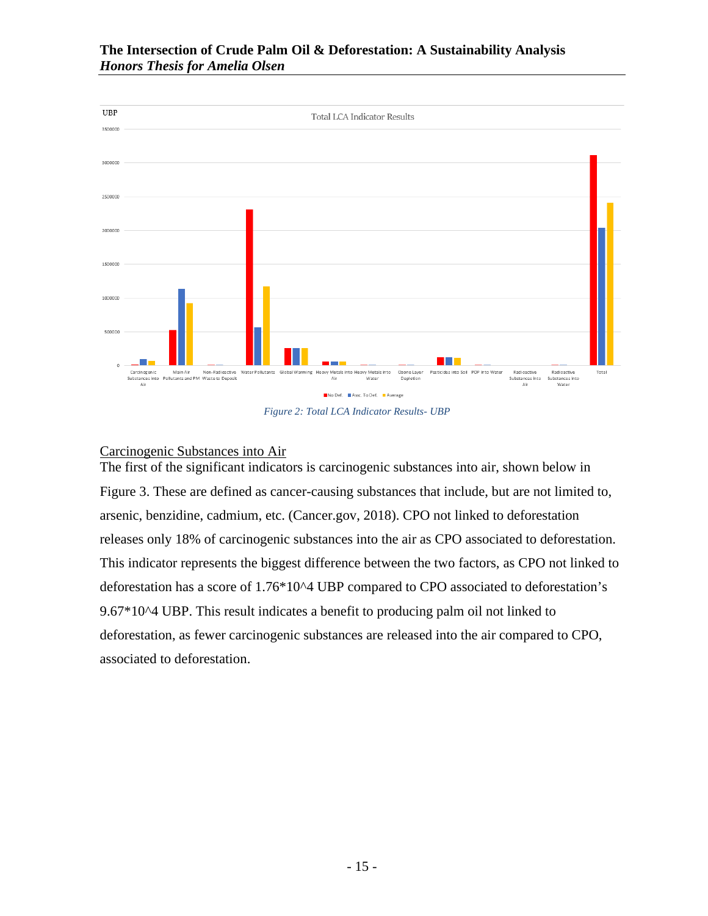Figure 2: Total LCA Indicator Results- UBP

<u>Carcinogenic Substances into Air</u>

The first of the significant indicators is carcinogenic substances into air, shown below in Figure 3. These are defined as cancer-causing substances that include, but are not limited to, arsenic, benzidine, cadmium, etc. (Cancer.gov, 2018). CPO not linked to deforestation releases only 18% of carcinogenic substances into the air as CPO associated to deforestation. This indicator represents the biggest difference between the two factors, as CPO not linked to deforestation has a score of $1.76*10^4$ UBP compared to CPO associated to deforestation's $9.67*10^4$ UBP. This result indicates a benefit to producing palm oil not linked to deforestation, as fewer carcinogenic substances are released into the air compared to CPO, associated to deforestation.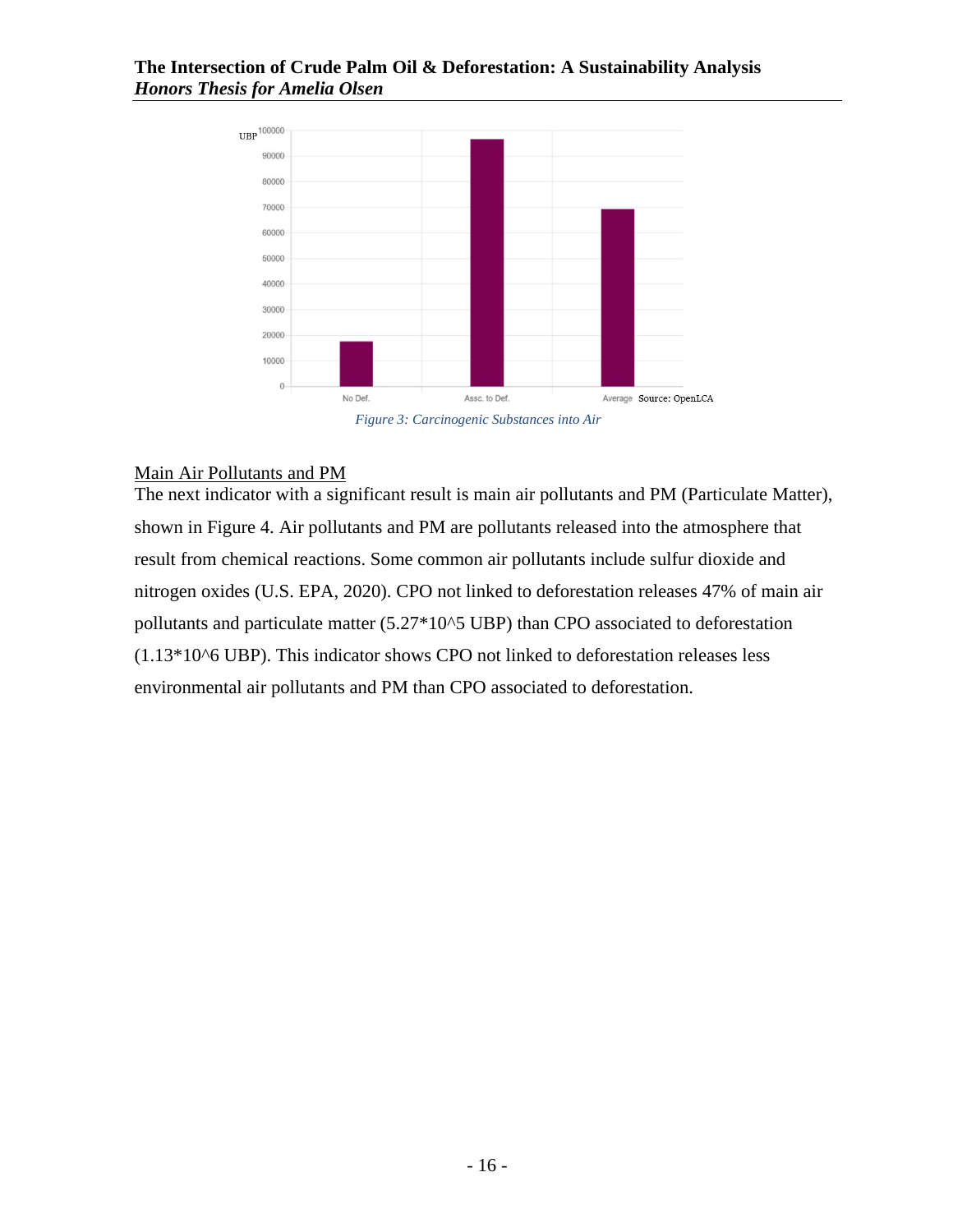Figure 3: Carcinogenic Substances into Air

<u>Main Air Pollutants and PM</u>

The next indicator with a significant result is main air pollutants and PM (Particulate Matter), shown in Figure 4. Air pollutants and PM are pollutants released into the atmosphere that result from chemical reactions. Some common air pollutants include sulfur dioxide and nitrogen oxides (U.S. EPA, 2020). CPO not linked to deforestation releases 47% of main air pollutants and particulate matter (5.27*10^5 UBP) than CPO associated to deforestation (1.13*10^6 UBP). This indicator shows CPO not linked to deforestation releases less environmental air pollutants and PM than CPO associated to deforestation.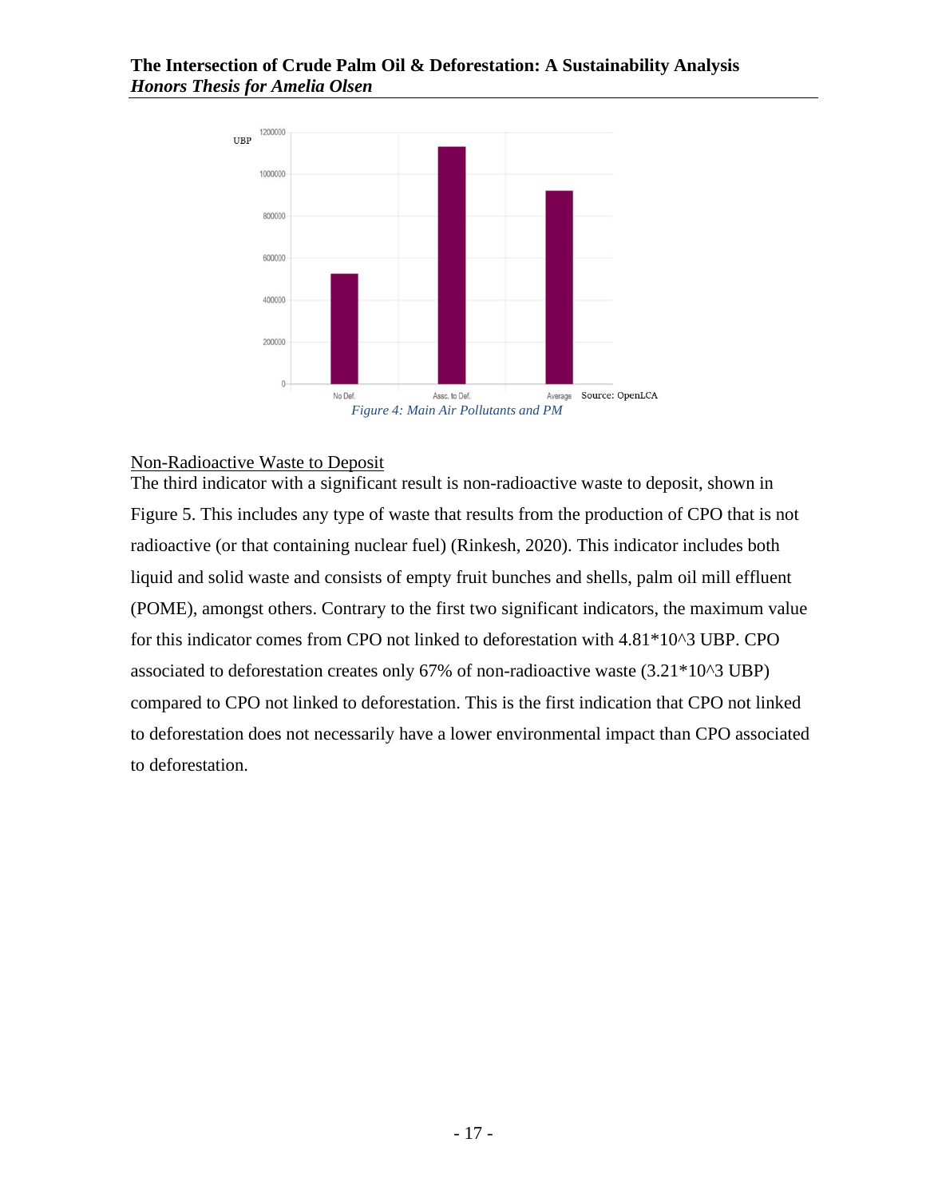Figure 4: Main Air Pollutants and PM

Non-Radioactive Waste to Deposit

The third indicator with a significant result is non-radioactive waste to deposit, shown in Figure 5. This includes any type of waste that results from the production of CPO that is not radioactive (or that containing nuclear fuel) (Rinkesh, 2020). This indicator includes both liquid and solid waste and consists of empty fruit bunches and shells, palm oil mill effluent (POME), amongst others. Contrary to the first two significant indicators, the maximum value for this indicator comes from CPO not linked to deforestation with $4.81*10^3$ UBP. CPO associated to deforestation creates only 67% of non-radioactive waste ($3.21*10^3$ UBP) compared to CPO not linked to deforestation. This is the first indication that CPO not linked to deforestation does not necessarily have a lower environmental impact than CPO associated to deforestation.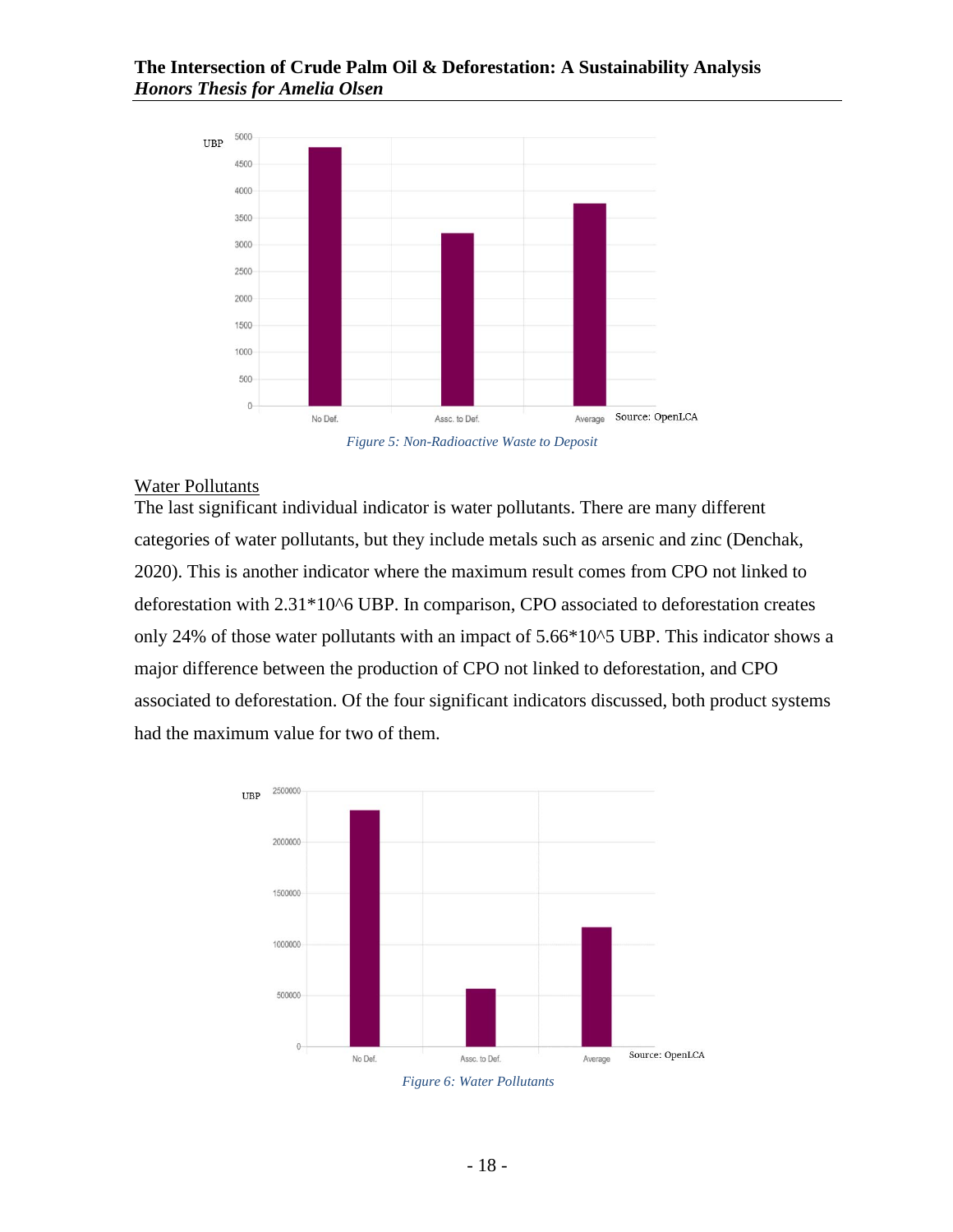Figure 5: Non-Radioactive Waste to Deposit

Water Pollutants

The last significant individual indicator is water pollutants. There are many different categories of water pollutants, but they include metals such as arsenic and zinc (Denchak, 2020). This is another indicator where the maximum result comes from CPO not linked to deforestation with $2.31*10^6$ UBP. In comparison, CPO associated to deforestation creates only 24% of those water pollutants with an impact of $5.66*10^5$ UBP. This indicator shows a major difference between the production of CPO not linked to deforestation, and CPO associated to deforestation. Of the four significant indicators discussed, both product systems had the maximum value for two of them.

Figure 6: Water Pollutants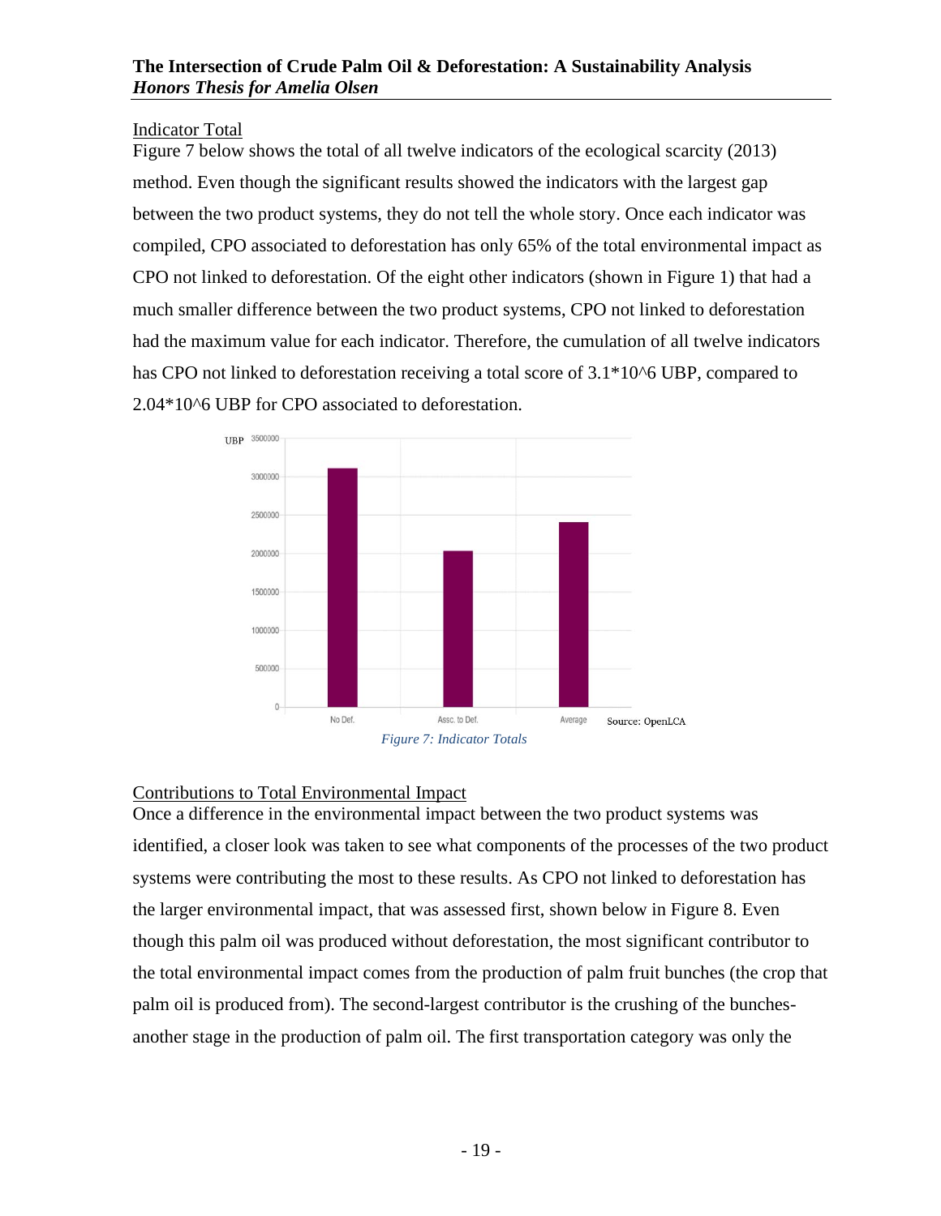## Indicator Total

Figure 7 below shows the total of all twelve indicators of the ecological scarcity (2013) method. Even though the significant results showed the indicators with the largest gap between the two product systems, they do not tell the whole story. Once each indicator was compiled, CPO associated to deforestation has only 65% of the total environmental impact as CPO not linked to deforestation. Of the eight other indicators (shown in Figure 1) that had a much smaller difference between the two product systems, CPO not linked to deforestation had the maximum value for each indicator. Therefore, the cumulation of all twelve indicators has CPO not linked to deforestation receiving a total score of 3.1*10^6 UBP, compared to 2.04*10^6 UBP for CPO associated to deforestation.

*Figure 7: Indicator Totals*

## Contributions to Total Environmental Impact

Once a difference in the environmental impact between the two product systems was identified, a closer look was taken to see what components of the processes of the two product systems were contributing the most to these results. As CPO not linked to deforestation has the larger environmental impact, that was assessed first, shown below in Figure 8. Even though this palm oil was produced without deforestation, the most significant contributor to the total environmental impact comes from the production of palm fruit bunches (the crop that palm oil is produced from). The second-largest contributor is the crushing of the bunches- another stage in the production of palm oil. The first transportation category was only the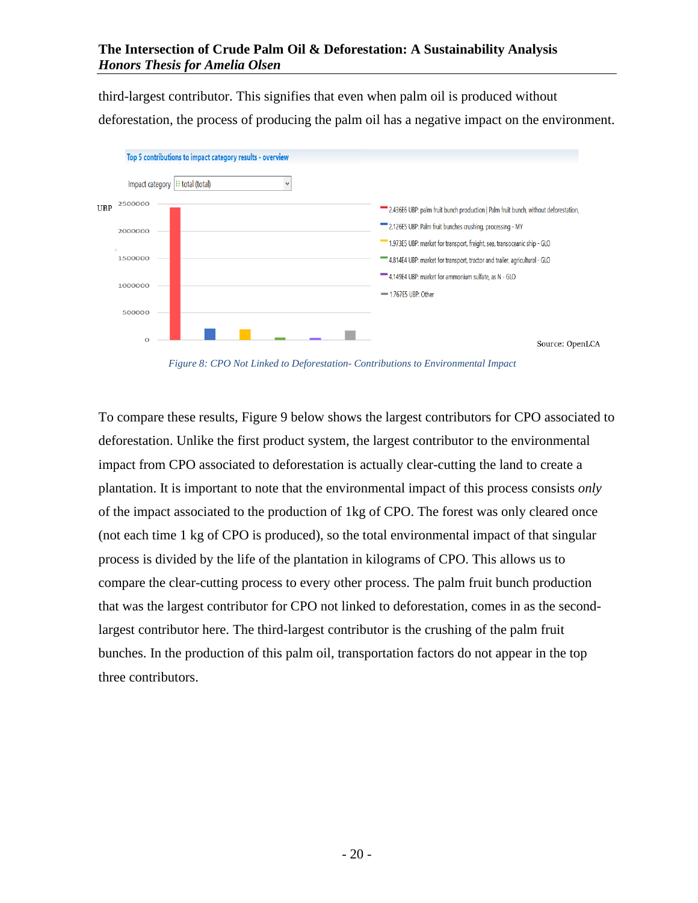third-largest contributor. This signifies that even when palm oil is produced without deforestation, the process of producing the palm oil has a negative impact on the environment.

Top 5 contributions to impact category results - overview

Impact category: total (total)

- 2.436E6 UBP: palm fruit bunch production | Palm fruit bunch, without deforestation,
- 2.126E5 UBP: Palm fruit bunches crushing, processing - MY
- 1.973E5 UBP: market for transport, freight, sea, transoceanic ship - GLO
- 4.814E4 UBP: market for transport, tractor and trailer, agricultural - GLO
- 4.149E4 UBP: market for ammonium sulfate, as N - GLO
- 1.767E5 UBP: Other

Source: OpenLCA

*Figure 8: CPO Not Linked to Deforestation- Contributions to Environmental Impact*

To compare these results, Figure 9 below shows the largest contributors for CPO associated to deforestation. Unlike the first product system, the largest contributor to the environmental impact from CPO associated to deforestation is actually clear-cutting the land to create a plantation. It is important to note that the environmental impact of this process consists *only* of the impact associated to the production of 1kg of CPO. The forest was only cleared once (not each time 1 kg of CPO is produced), so the total environmental impact of that singular process is divided by the life of the plantation in kilograms of CPO. This allows us to compare the clear-cutting process to every other process. The palm fruit bunch production that was the largest contributor for CPO not linked to deforestation, comes in as the second-largest contributor here. The third-largest contributor is the crushing of the palm fruit bunches. In the production of this palm oil, transportation factors do not appear in the top three contributors.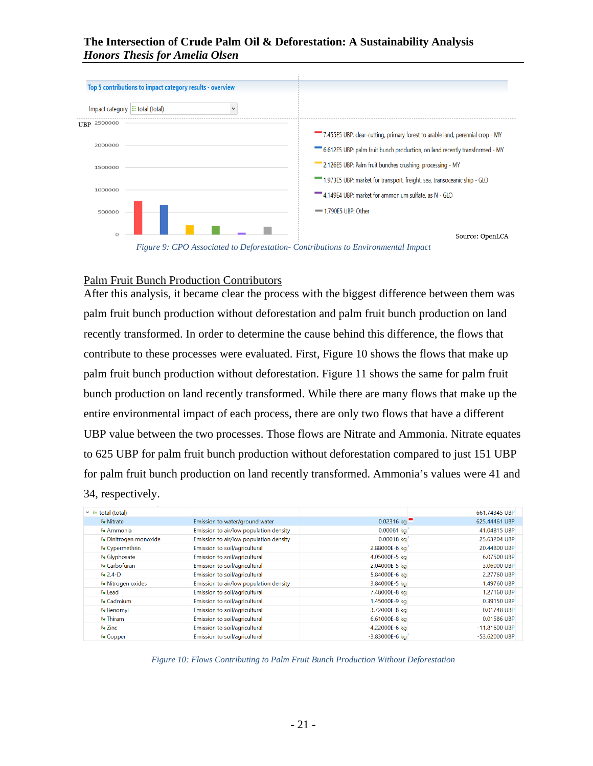Top 5 contributions to impact category results - overview

Impact category: total (total)

| UBP | |
|---|---|
| 7.455E5 UBP: clear-cutting, primary forest to arable land, perennial crop - MY | |
| 6.612E5 UBP: palm fruit bunch production, on land recently transformed - MY | |
| 2.126E5 UBP: Palm fruit bunches crushing, processing - MY | |
| 1.973E5 UBP: market for transport, freight, sea, transoceanic ship - GLO | |
| 4.149E4 UBP: market for ammonium sulfate, as N - GLO | |
| 1.790E5 UBP: Other | |

Source: OpenLCA

*Figure 9: CPO Associated to Deforestation- Contributions to Environmental Impact*

## Palm Fruit Bunch Production Contributors

After this analysis, it became clear the process with the biggest difference between them was palm fruit bunch production without deforestation and palm fruit bunch production on land recently transformed. In order to determine the cause behind this difference, the flows that contribute to these processes were evaluated. First, Figure 10 shows the flows that make up palm fruit bunch production without deforestation. Figure 11 shows the same for palm fruit bunch production on land recently transformed. While there are many flows that make up the entire environmental impact of each process, there are only two flows that have a different UBP value between the two processes. Those flows are Nitrate and Ammonia. Nitrate equates to 625 UBP for palm fruit bunch production without deforestation compared to just 151 UBP for palm fruit bunch production on land recently transformed. Ammonia's values were 41 and 34, respectively.

| Flow | Category | Amount | Result |
|---|---|---|---|
| total (total) | | | 661.74345 UBP |
| Nitrate | Emission to water/ground water | 0.02316 kg | 625.44461 UBP |
| Ammonia | Emission to air/low population density | 0.00061 kg | 41.04815 UBP |
| Dinitrogen monoxide | Emission to air/low population density | 0.00018 kg | 25.63204 UBP |
| Cypermethrin | Emission to soil/agricultural | 2.88000E-6 kg | 20.44800 UBP |
| Glyphosate | Emission to soil/agricultural | 4.05000E-5 kg | 6.07500 UBP |
| Carbofuran | Emission to soil/agricultural | 2.04000E-6 kg | 3.06000 UBP |
| 2,4-D | Emission to soil/agricultural | 5.84000E-6 kg | 2.27760 UBP |
| Nitrogen oxides | Emission to air/low population density | 3.84000E-5 kg | 1.49760 UBP |
| Lead | Emission to soil/agricultural | 7.48000E-8 kg | 1.27160 UBP |
| Cadmium | Emission to soil/agricultural | 1.45000E-9 kg | 0.39150 UBP |
| Benomyl | Emission to soil/agricultural | 3.72000E-8 kg | 0.01748 UBP |
| Thiram | Emission to soil/agricultural | 6.61000E-8 kg | 0.01586 UBP |
| Zinc | Emission to soil/agricultural | -4.22000E-6 kg | -11.81600 UBP |
| Copper | Emission to soil/agricultural | -3.83000E-6 kg | -53.62000 UBP |

*Figure 10: Flows Contributing to Palm Fruit Bunch Production Without Deforestation*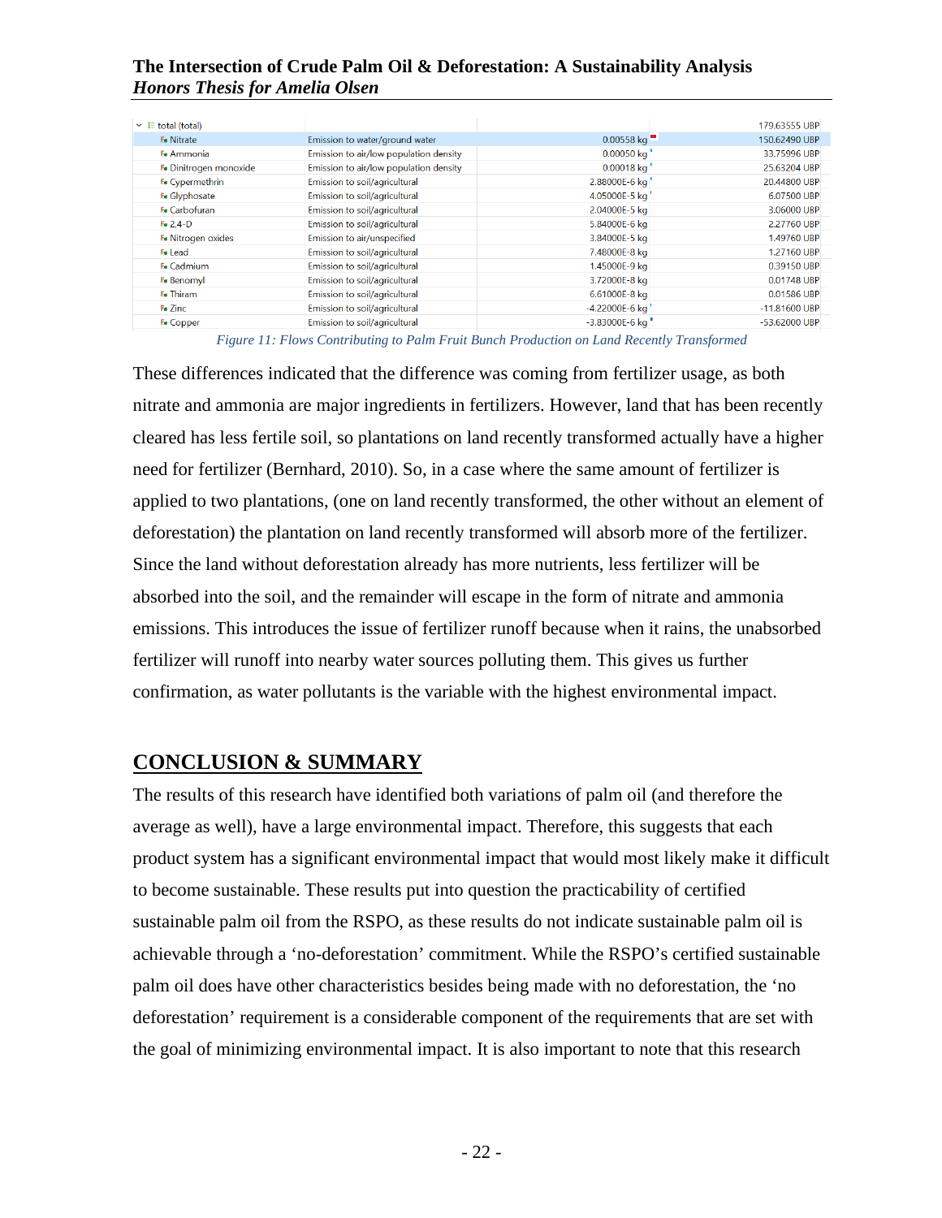| total (total) | | | 179.63555 UBP |
| --- | --- | --- | --- |
| Nitrate | Emission to water/ground water | 0.00558 kg | 150.62490 UBP |
| Ammonia | Emission to air/low population density | 0.00050 kg | 33.75996 UBP |
| Dinitrogen monoxide | Emission to air/low population density | 0.00018 kg | 25.63204 UBP |
| Cypermethrin | Emission to soil/agricultural | 2.88000E-6 kg | 20.44800 UBP |
| Glyphosate | Emission to soil/agricultural | 4.05000E-5 kg | 6.07500 UBP |
| Carbofuran | Emission to soil/agricultural | 2.04000E-5 kg | 3.06000 UBP |
| 2,4-D | Emission to soil/agricultural | 5.84000E-6 kg | 2.27760 UBP |
| Nitrogen oxides | Emission to air/unspecified | 3.84000E-5 kg | 1.49760 UBP |
| Lead | Emission to soil/agricultural | 7.48000E-8 kg | 1.27160 UBP |
| Cadmium | Emission to soil/agricultural | 1.45000E-9 kg | 0.39150 UBP |
| Benomyl | Emission to soil/agricultural | 3.72000E-8 kg | 0.01748 UBP |
| Thiram | Emission to soil/agricultural | 6.61000E-8 kg | 0.01586 UBP |
| Zinc | Emission to soil/agricultural | -4.22000E-6 kg | -11.81600 UBP |
| Copper | Emission to soil/agricultural | -3.83000E-6 kg | -53.62000 UBP |

*Figure 11: Flows Contributing to Palm Fruit Bunch Production on Land Recently Transformed*

These differences indicated that the difference was coming from fertilizer usage, as both nitrate and ammonia are major ingredients in fertilizers. However, land that has been recently cleared has less fertile soil, so plantations on land recently transformed actually have a higher need for fertilizer (Bernhard, 2010). So, in a case where the same amount of fertilizer is applied to two plantations, (one on land recently transformed, the other without an element of deforestation) the plantation on land recently transformed will absorb more of the fertilizer. Since the land without deforestation already has more nutrients, less fertilizer will be absorbed into the soil, and the remainder will escape in the form of nitrate and ammonia emissions. This introduces the issue of fertilizer runoff because when it rains, the unabsorbed fertilizer will runoff into nearby water sources polluting them. This gives us further confirmation, as water pollutants is the variable with the highest environmental impact.

## CONCLUSION & SUMMARY

The results of this research have identified both variations of palm oil (and therefore the average as well), have a large environmental impact. Therefore, this suggests that each product system has a significant environmental impact that would most likely make it difficult to become sustainable. These results put into question the practicability of certified sustainable palm oil from the RSPO, as these results do not indicate sustainable palm oil is achievable through a 'no-deforestation' commitment. While the RSPO's certified sustainable palm oil does have other characteristics besides being made with no deforestation, the 'no deforestation' requirement is a considerable component of the requirements that are set with the goal of minimizing environmental impact. It is also important to note that this research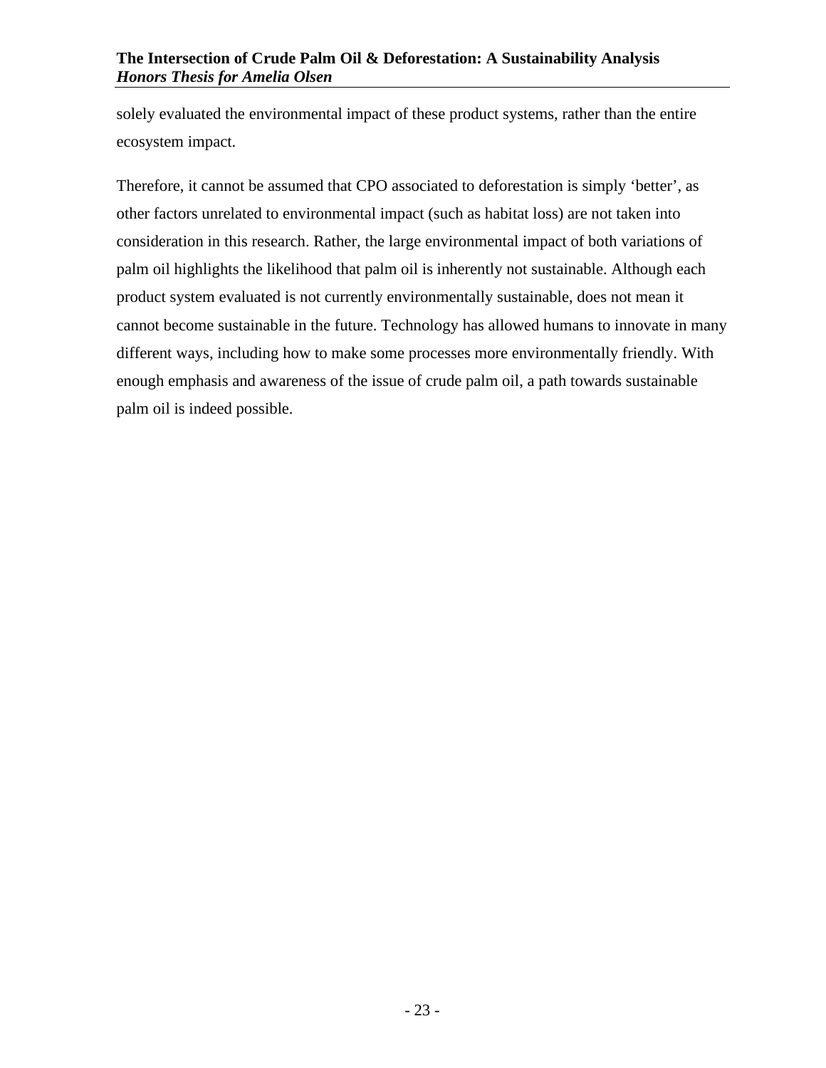solely evaluated the environmental impact of these product systems, rather than the entire ecosystem impact.

Therefore, it cannot be assumed that CPO associated to deforestation is simply ‘better’, as other factors unrelated to environmental impact (such as habitat loss) are not taken into consideration in this research. Rather, the large environmental impact of both variations of palm oil highlights the likelihood that palm oil is inherently not sustainable. Although each product system evaluated is not currently environmentally sustainable, does not mean it cannot become sustainable in the future. Technology has allowed humans to innovate in many different ways, including how to make some processes more environmentally friendly. With enough emphasis and awareness of the issue of crude palm oil, a path towards sustainable palm oil is indeed possible.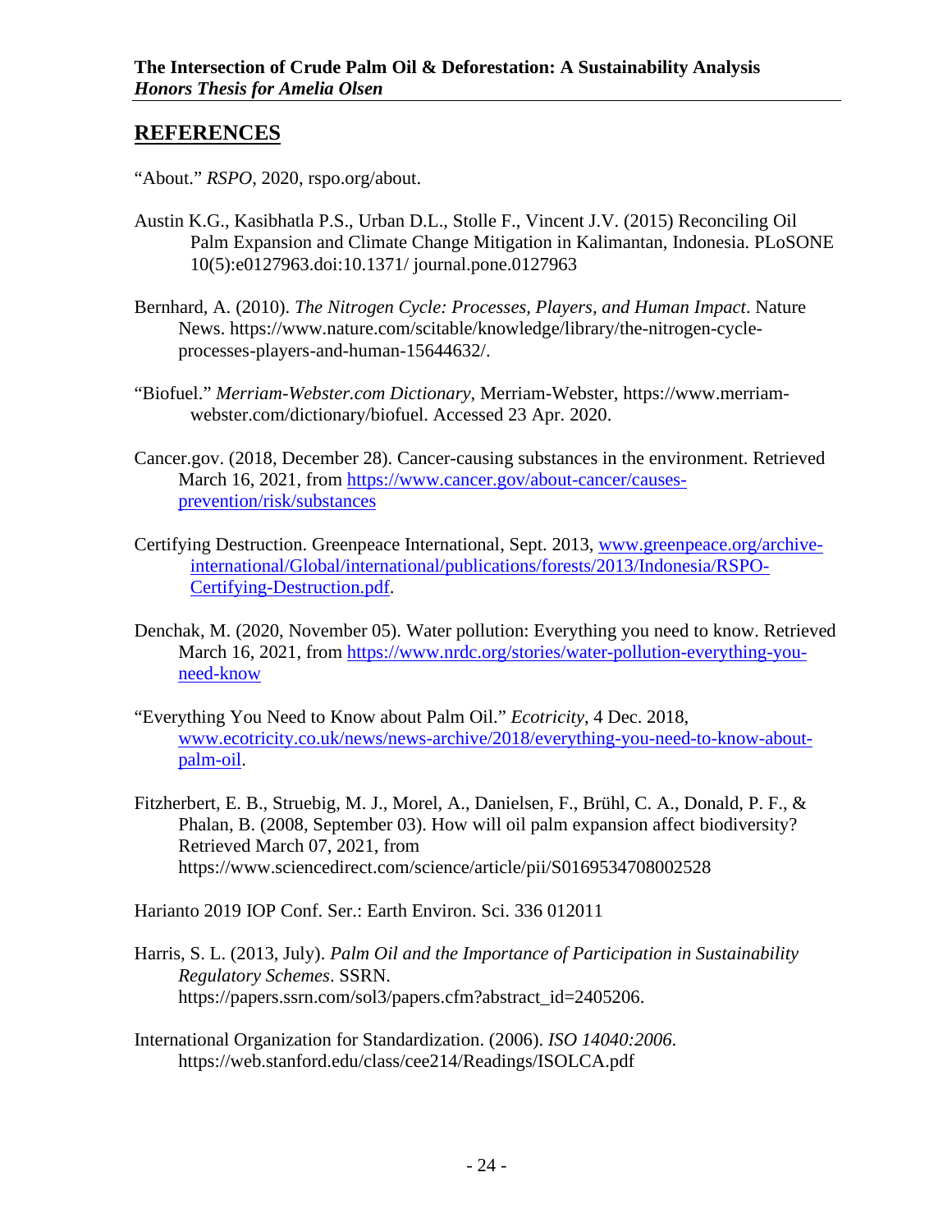## REFERENCES

"About." *RSPO*, 2020, rspo.org/about.

Austin K.G., Kasibhatla P.S., Urban D.L., Stolle F., Vincent J.V. (2015) Reconciling Oil Palm Expansion and Climate Change Mitigation in Kalimantan, Indonesia. PLoSONE 10(5):e0127963.doi:10.1371/ journal.pone.0127963

Bernhard, A. (2010). *The Nitrogen Cycle: Processes, Players, and Human Impact*. Nature News. https://www.nature.com/scitable/knowledge/library/the-nitrogen-cycle-processes-players-and-human-15644632/.

"Biofuel." *Merriam-Webster.com Dictionary*, Merriam-Webster, https://www.merriam-webster.com/dictionary/biofuel. Accessed 23 Apr. 2020.

Cancer.gov. (2018, December 28). Cancer-causing substances in the environment. Retrieved March 16, 2021, from https://www.cancer.gov/about-cancer/causes-prevention/risk/substances

Certifying Destruction. Greenpeace International, Sept. 2013, www.greenpeace.org/archive-international/Global/international/publications/forests/2013/Indonesia/RSPO-Certifying-Destruction.pdf.

Denchak, M. (2020, November 05). Water pollution: Everything you need to know. Retrieved March 16, 2021, from https://www.nrdc.org/stories/water-pollution-everything-you-need-know

"Everything You Need to Know about Palm Oil." *Ecotricity*, 4 Dec. 2018, www.ecotricity.co.uk/news/news-archive/2018/everything-you-need-to-know-about-palm-oil.

Fitzherbert, E. B., Struebig, M. J., Morel, A., Danielsen, F., Brühl, C. A., Donald, P. F., & Phalan, B. (2008, September 03). How will oil palm expansion affect biodiversity? Retrieved March 07, 2021, from https://www.sciencedirect.com/science/article/pii/S0169534708002528

Harianto 2019 IOP Conf. Ser.: Earth Environ. Sci. 336 012011

Harris, S. L. (2013, July). *Palm Oil and the Importance of Participation in Sustainability Regulatory Schemes*. SSRN. https://papers.ssrn.com/sol3/papers.cfm?abstract_id=2405206.

International Organization for Standardization. (2006). *ISO 14040:2006*. https://web.stanford.edu/class/cee214/Readings/ISOLCA.pdf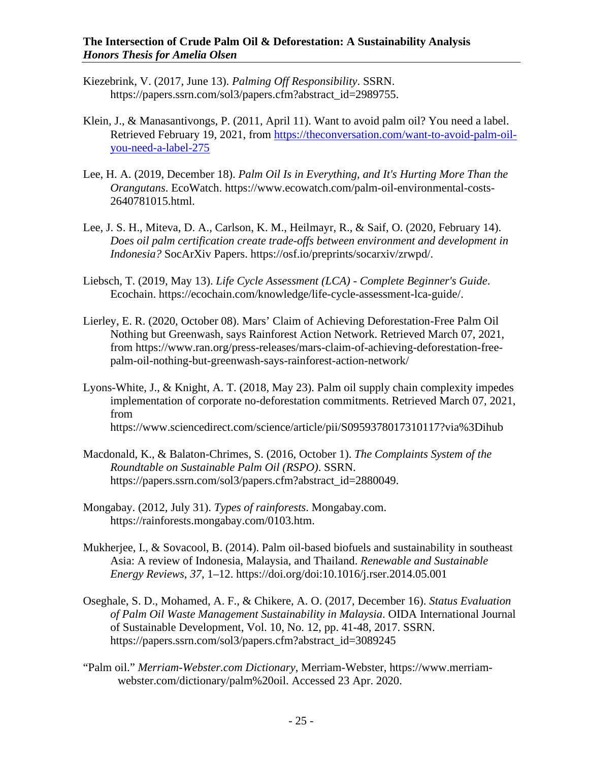Kiezebrink, V. (2017, June 13). *Palming Off Responsibility*. SSRN. https://papers.ssrn.com/sol3/papers.cfm?abstract_id=2989755.

Klein, J., & Manasantivongs, P. (2011, April 11). Want to avoid palm oil? You need a label. Retrieved February 19, 2021, from https://theconversation.com/want-to-avoid-palm-oil-you-need-a-label-275

Lee, H. A. (2019, December 18). *Palm Oil Is in Everything, and It's Hurting More Than the Orangutans*. EcoWatch. https://www.ecowatch.com/palm-oil-environmental-costs-2640781015.html.

Lee, J. S. H., Miteva, D. A., Carlson, K. M., Heilmayr, R., & Saif, O. (2020, February 14). *Does oil palm certification create trade-offs between environment and development in Indonesia?* SocArXiv Papers. https://osf.io/preprints/socarxiv/zrwpd/.

Liebsch, T. (2019, May 13). *Life Cycle Assessment (LCA) - Complete Beginner's Guide*. Ecochain. https://ecochain.com/knowledge/life-cycle-assessment-lca-guide/.

Lierley, E. R. (2020, October 08). Mars' Claim of Achieving Deforestation-Free Palm Oil Nothing but Greenwash, says Rainforest Action Network. Retrieved March 07, 2021, from https://www.ran.org/press-releases/mars-claim-of-achieving-deforestation-free-palm-oil-nothing-but-greenwash-says-rainforest-action-network/

Lyons-White, J., & Knight, A. T. (2018, May 23). Palm oil supply chain complexity impedes implementation of corporate no-deforestation commitments. Retrieved March 07, 2021, from https://www.sciencedirect.com/science/article/pii/S0959378017310117?via%3Dihub

Macdonald, K., & Balaton-Chrimes, S. (2016, October 1). *The Complaints System of the Roundtable on Sustainable Palm Oil (RSPO)*. SSRN. https://papers.ssrn.com/sol3/papers.cfm?abstract_id=2880049.

Mongabay. (2012, July 31). *Types of rainforests*. Mongabay.com. https://rainforests.mongabay.com/0103.htm.

Mukherjee, I., & Sovacool, B. (2014). Palm oil-based biofuels and sustainability in southeast Asia: A review of Indonesia, Malaysia, and Thailand. *Renewable and Sustainable Energy Reviews*, *37*, 1–12. https://doi.org/doi:10.1016/j.rser.2014.05.001

Oseghale, S. D., Mohamed, A. F., & Chikere, A. O. (2017, December 16). *Status Evaluation of Palm Oil Waste Management Sustainability in Malaysia*. OIDA International Journal of Sustainable Development, Vol. 10, No. 12, pp. 41-48, 2017. SSRN. https://papers.ssrn.com/sol3/papers.cfm?abstract_id=3089245

"Palm oil." *Merriam-Webster.com Dictionary*, Merriam-Webster, https://www.merriam-webster.com/dictionary/palm%20oil. Accessed 23 Apr. 2020.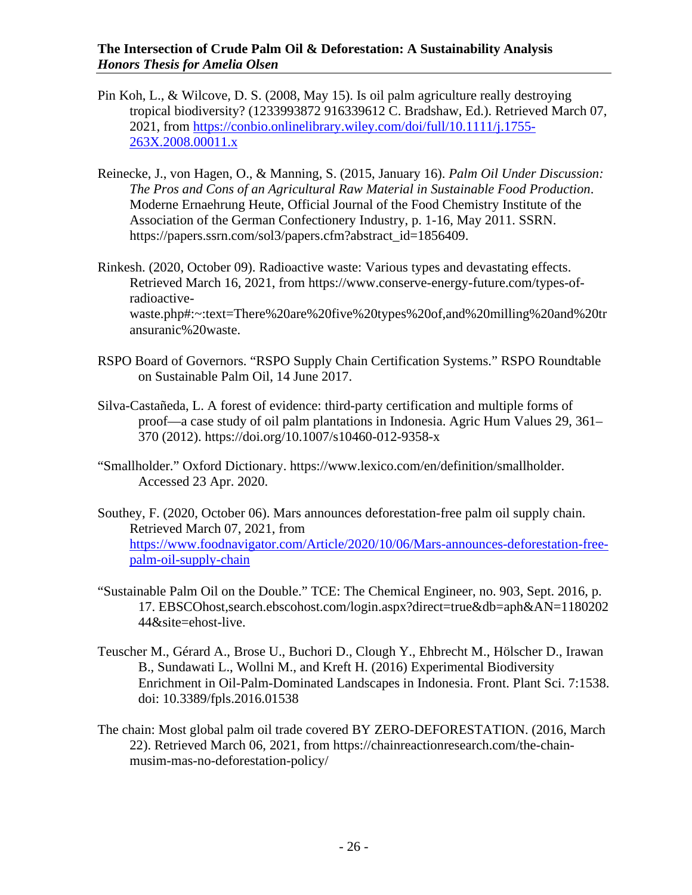Pin Koh, L., & Wilcove, D. S. (2008, May 15). Is oil palm agriculture really destroying tropical biodiversity? (1233993872 916339612 C. Bradshaw, Ed.). Retrieved March 07, 2021, from [https://conbio.onlinelibrary.wiley.com/doi/full/10.1111/j.1755-263X.2008.00011.x](https://conbio.onlinelibrary.wiley.com/doi/full/10.1111/j.1755-263X.2008.00011.x)

Reinecke, J., von Hagen, O., & Manning, S. (2015, January 16). *Palm Oil Under Discussion: The Pros and Cons of an Agricultural Raw Material in Sustainable Food Production*. Moderne Ernaehrung Heute, Official Journal of the Food Chemistry Institute of the Association of the German Confectionery Industry, p. 1-16, May 2011. SSRN. https://papers.ssrn.com/sol3/papers.cfm?abstract_id=1856409.

Rinkesh. (2020, October 09). Radioactive waste: Various types and devastating effects. Retrieved March 16, 2021, from https://www.conserve-energy-future.com/types-of-radioactive-waste.php#:~:text=There%20are%20five%20types%20of,and%20milling%20and%20transuranic%20waste.

RSPO Board of Governors. "RSPO Supply Chain Certification Systems." RSPO Roundtable on Sustainable Palm Oil, 14 June 2017.

Silva-Castañeda, L. A forest of evidence: third-party certification and multiple forms of proof—a case study of oil palm plantations in Indonesia. Agric Hum Values 29, 361–370 (2012). https://doi.org/10.1007/s10460-012-9358-x

"Smallholder." Oxford Dictionary. https://www.lexico.com/en/definition/smallholder. Accessed 23 Apr. 2020.

Southey, F. (2020, October 06). Mars announces deforestation-free palm oil supply chain. Retrieved March 07, 2021, from [https://www.foodnavigator.com/Article/2020/10/06/Mars-announces-deforestation-free-palm-oil-supply-chain](https://www.foodnavigator.com/Article/2020/10/06/Mars-announces-deforestation-free-palm-oil-supply-chain)

"Sustainable Palm Oil on the Double." TCE: The Chemical Engineer, no. 903, Sept. 2016, p. 17. EBSCOhost,search.ebscohost.com/login.aspx?direct=true&db=aph&AN=118020244&site=ehost-live.

Teuscher M., Gérard A., Brose U., Buchori D., Clough Y., Ehbrecht M., Hölscher D., Irawan B., Sundawati L., Wollni M., and Kreft H. (2016) Experimental Biodiversity Enrichment in Oil-Palm-Dominated Landscapes in Indonesia. Front. Plant Sci. 7:1538. doi: 10.3389/fpls.2016.01538

The chain: Most global palm oil trade covered BY ZERO-DEFORESTATION. (2016, March 22). Retrieved March 06, 2021, from https://chainreactionresearch.com/the-chain-musim-mas-no-deforestation-policy/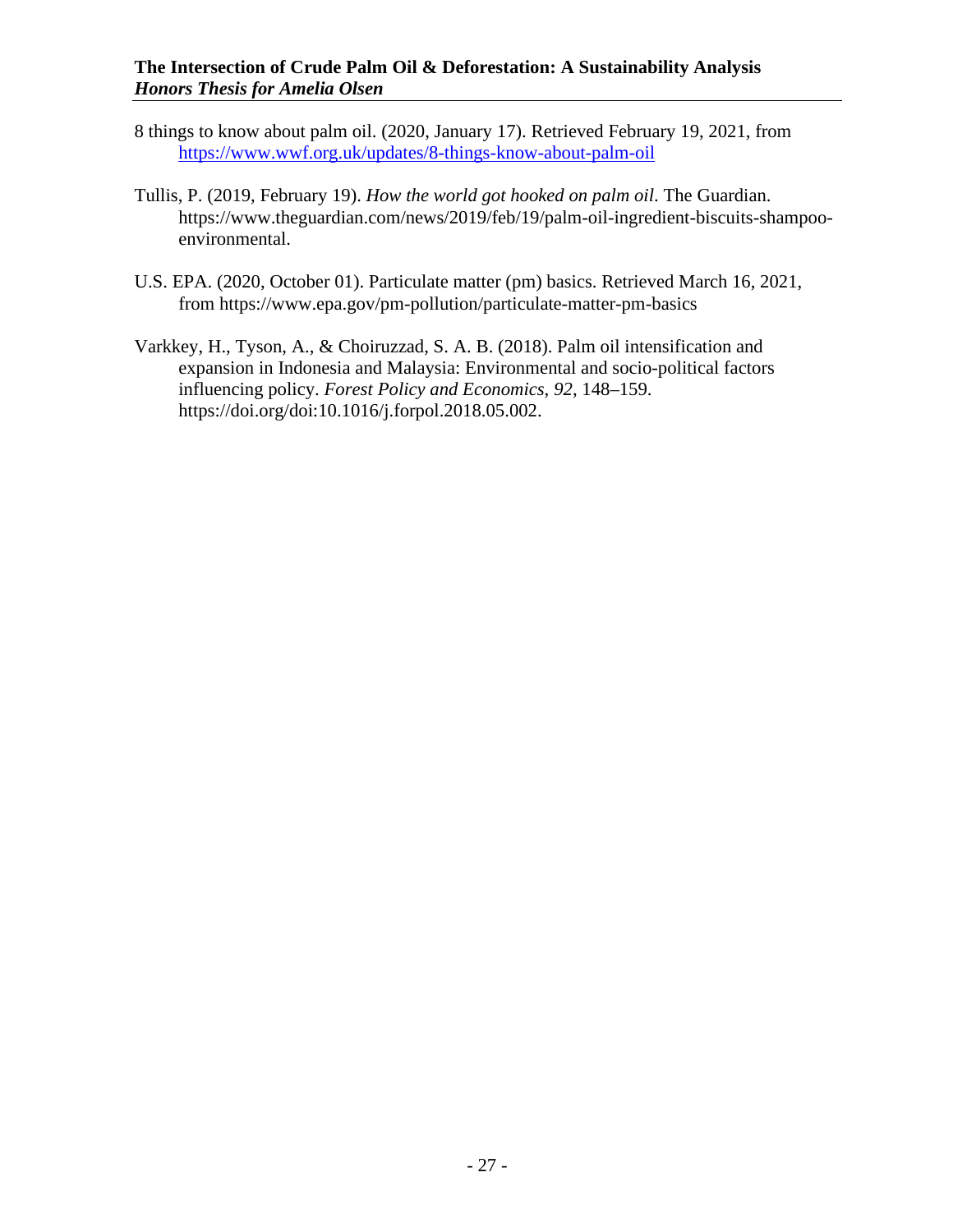8 things to know about palm oil. (2020, January 17). Retrieved February 19, 2021, from https://www.wwf.org.uk/updates/8-things-know-about-palm-oil

Tullis, P. (2019, February 19). *How the world got hooked on palm oil*. The Guardian. https://www.theguardian.com/news/2019/feb/19/palm-oil-ingredient-biscuits-shampoo-environmental.

U.S. EPA. (2020, October 01). Particulate matter (pm) basics. Retrieved March 16, 2021, from https://www.epa.gov/pm-pollution/particulate-matter-pm-basics

Varkkey, H., Tyson, A., & Choiruzzad, S. A. B. (2018). Palm oil intensification and expansion in Indonesia and Malaysia: Environmental and socio-political factors influencing policy. *Forest Policy and Economics*, *92*, 148–159. https://doi.org/doi:10.1016/j.forpol.2018.05.002.